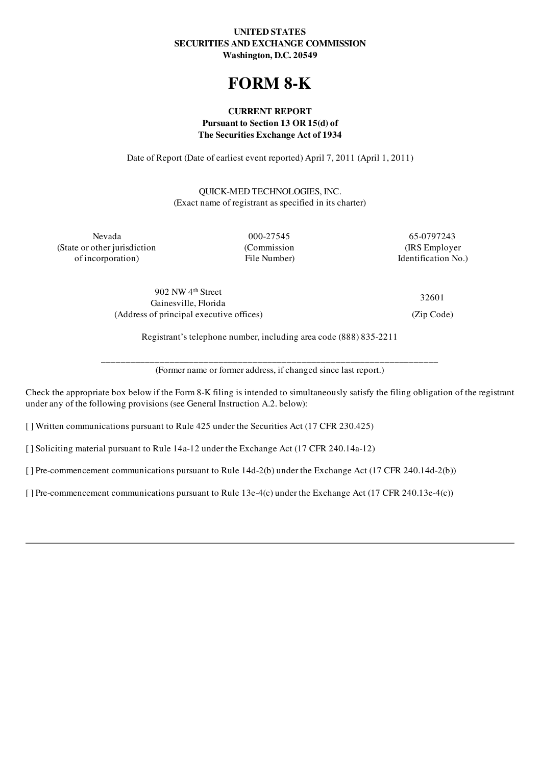**UNITED STATES**
**SECURITIES AND EXCHANGE COMMISSION**
**Washington, D.C. 20549**

# FORM 8-K

**CURRENT REPORT**
**Pursuant to Section 13 OR 15(d) of**
**The Securities Exchange Act of 1934**

Date of Report (Date of earliest event reported) April 7, 2011 (April 1, 2011)

QUICK-MED TECHNOLOGIES, INC.
(Exact name of registrant as specified in its charter)

| Nevada | 000-27545 | 65-0797243 |
|---|---|---|
| (State or other jurisdiction of incorporation) | (Commission File Number) | (IRS Employer Identification No.) |

| 902 NW 4th Street Gainesville, Florida | 32601 |
|---|---|
| (Address of principal executive offices) | (Zip Code) |

Registrant's telephone number, including area code (888) 835-2211

\_\_\_\_\_\_\_\_\_\_\_\_\_\_\_\_\_\_\_\_\_\_\_\_\_\_\_\_\_\_\_\_\_\_\_\_\_\_\_\_\_\_\_\_\_\_\_\_\_\_\_\_\_\_\_\_\_\_\_\_\_\_\_\_\_\_\_\_
(Former name or former address, if changed since last report.)

Check the appropriate box below if the Form 8-K filing is intended to simultaneously satisfy the filing obligation of the registrant under any of the following provisions (see General Instruction A.2. below):

[ ] Written communications pursuant to Rule 425 under the Securities Act (17 CFR 230.425)

[ ] Soliciting material pursuant to Rule 14a-12 under the Exchange Act (17 CFR 240.14a-12)

[ ] Pre-commencement communications pursuant to Rule 14d-2(b) under the Exchange Act (17 CFR 240.14d-2(b))

[ ] Pre-commencement communications pursuant to Rule 13e-4(c) under the Exchange Act (17 CFR 240.13e-4(c))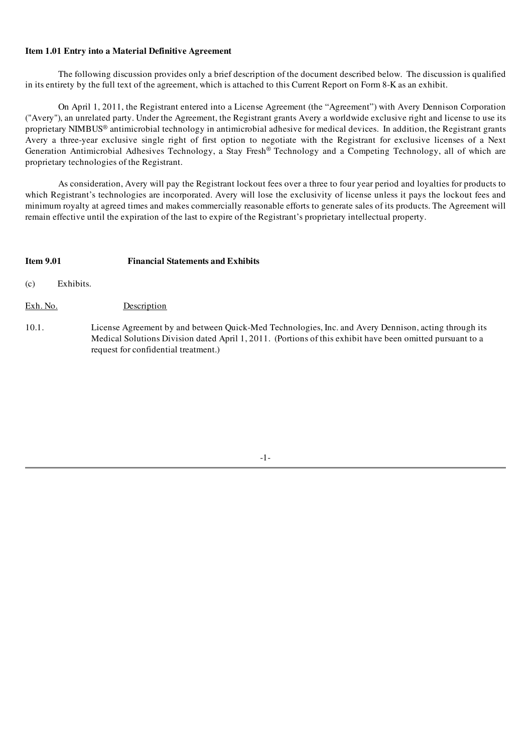**Item 1.01 Entry into a Material Definitive Agreement**

The following discussion provides only a brief description of the document described below. The discussion is qualified in its entirety by the full text of the agreement, which is attached to this Current Report on Form 8-K as an exhibit.

On April 1, 2011, the Registrant entered into a License Agreement (the "Agreement") with Avery Dennison Corporation ("Avery"), an unrelated party. Under the Agreement, the Registrant grants Avery a worldwide exclusive right and license to use its proprietary NIMBUS® antimicrobial technology in antimicrobial adhesive for medical devices. In addition, the Registrant grants Avery a three-year exclusive single right of first option to negotiate with the Registrant for exclusive licenses of a Next Generation Antimicrobial Adhesives Technology, a Stay Fresh® Technology and a Competing Technology, all of which are proprietary technologies of the Registrant.

As consideration, Avery will pay the Registrant lockout fees over a three to four year period and loyalties for products to which Registrant's technologies are incorporated. Avery will lose the exclusivity of license unless it pays the lockout fees and minimum royalty at agreed times and makes commercially reasonable efforts to generate sales of its products. The Agreement will remain effective until the expiration of the last to expire of the Registrant's proprietary intellectual property.

**Item 9.01 Financial Statements and Exhibits**

(c) Exhibits.

| Exh. No. | Description |
|---|---|
| 10.1. | License Agreement by and between Quick-Med Technologies, Inc. and Avery Dennison, acting through its Medical Solutions Division dated April 1, 2011. (Portions of this exhibit have been omitted pursuant to a request for confidential treatment.) |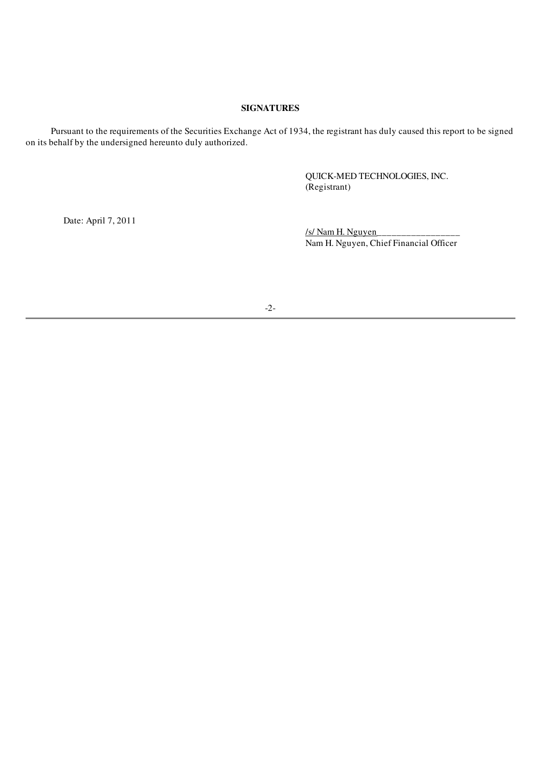**SIGNATURES**

Pursuant to the requirements of the Securities Exchange Act of 1934, the registrant has duly caused this report to be signed on its behalf by the undersigned hereunto duly authorized.

QUICK-MED TECHNOLOGIES, INC.
(Registrant)

Date: April 7, 2011

/s/ Nam H. Nguyen__________________
Nam H. Nguyen, Chief Financial Officer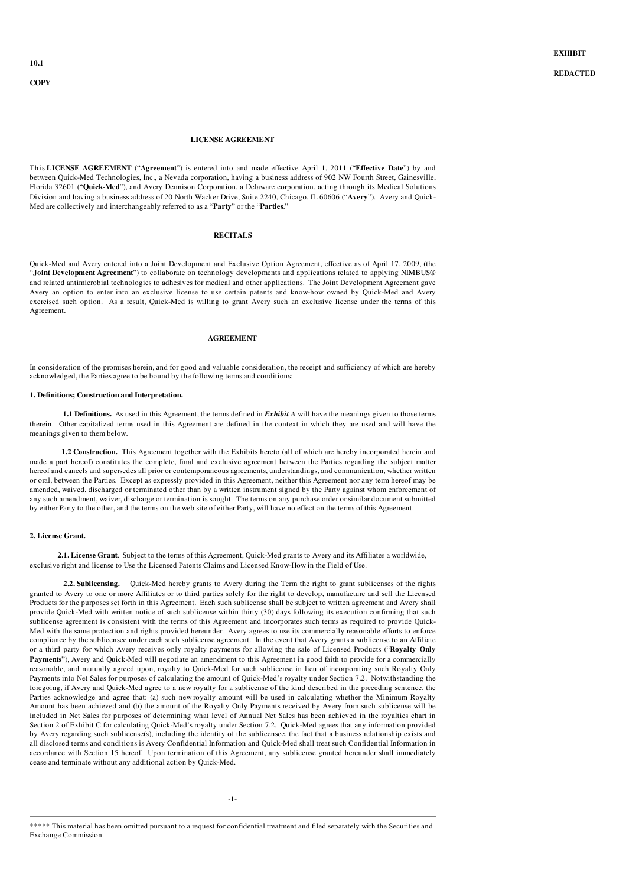EXHIBIT 10.1

REDACTED COPY

**LICENSE AGREEMENT**

This **LICENSE AGREEMENT** ("**Agreement**") is entered into and made effective April 1, 2011 ("**Effective Date**") by and between Quick-Med Technologies, Inc., a Nevada corporation, having a business address of 902 NW Fourth Street, Gainesville, Florida 32601 ("**Quick-Med**"), and Avery Dennison Corporation, a Delaware corporation, acting through its Medical Solutions Division and having a business address of 20 North Wacker Drive, Suite 2240, Chicago, IL 60606 ("**Avery**"). Avery and Quick-Med are collectively and interchangeably referred to as a "**Party**" or the "**Parties**."

**RECITALS**

Quick-Med and Avery entered into a Joint Development and Exclusive Option Agreement, effective as of April 17, 2009, (the "**Joint Development Agreement**") to collaborate on technology developments and applications related to applying NIMBUS® and related antimicrobial technologies to adhesives for medical and other applications. The Joint Development Agreement gave Avery an option to enter into an exclusive license to use certain patents and know-how owned by Quick-Med and Avery exercised such option. As a result, Quick-Med is willing to grant Avery such an exclusive license under the terms of this Agreement.

**AGREEMENT**

In consideration of the promises herein, and for good and valuable consideration, the receipt and sufficiency of which are hereby acknowledged, the Parties agree to be bound by the following terms and conditions:

**1. Definitions; Construction and Interpretation.**

**1.1 Definitions.** As used in this Agreement, the terms defined in ***Exhibit A*** will have the meanings given to those terms therein. Other capitalized terms used in this Agreement are defined in the context in which they are used and will have the meanings given to them below.

**1.2 Construction.** This Agreement together with the Exhibits hereto (all of which are hereby incorporated herein and made a part hereof) constitutes the complete, final and exclusive agreement between the Parties regarding the subject matter hereof and cancels and supersedes all prior or contemporaneous agreements, understandings, and communication, whether written or oral, between the Parties. Except as expressly provided in this Agreement, neither this Agreement nor any term hereof may be amended, waived, discharged or terminated other than by a written instrument signed by the Party against whom enforcement of any such amendment, waiver, discharge or termination is sought. The terms on any purchase order or similar document submitted by either Party to the other, and the terms on the web site of either Party, will have no effect on the terms of this Agreement.

**2. License Grant.**

**2.1. License Grant**. Subject to the terms of this Agreement, Quick-Med grants to Avery and its Affiliates a worldwide, exclusive right and license to Use the Licensed Patents Claims and Licensed Know-How in the Field of Use.

**2.2. Sublicensing.** Quick-Med hereby grants to Avery during the Term the right to grant sublicenses of the rights granted to Avery to one or more Affiliates or to third parties solely for the right to develop, manufacture and sell the Licensed Products for the purposes set forth in this Agreement. Each such sublicense shall be subject to written agreement and Avery shall provide Quick-Med with written notice of such sublicense within thirty (30) days following its execution confirming that such sublicense agreement is consistent with the terms of this Agreement and incorporates such terms as required to provide Quick-Med with the same protection and rights provided hereunder. Avery agrees to use its commercially reasonable efforts to enforce compliance by the sublicensee under each such sublicense agreement. In the event that Avery grants a sublicense to an Affiliate or a third party for which Avery receives only royalty payments for allowing the sale of Licensed Products ("**Royalty Only Payments**"), Avery and Quick-Med will negotiate an amendment to this Agreement in good faith to provide for a commercially reasonable, and mutually agreed upon, royalty to Quick-Med for such sublicense in lieu of incorporating such Royalty Only Payments into Net Sales for purposes of calculating the amount of Quick-Med's royalty under Section 7.2. Notwithstanding the foregoing, if Avery and Quick-Med agree to a new royalty for a sublicense of the kind described in the preceding sentence, the Parties acknowledge and agree that: (a) such new royalty amount will be used in calculating whether the Minimum Royalty Amount has been achieved and (b) the amount of the Royalty Only Payments received by Avery from such sublicense will be included in Net Sales for purposes of determining what level of Annual Net Sales has been achieved in the royalties chart in Section 2 of Exhibit C for calculating Quick-Med's royalty under Section 7.2. Quick-Med agrees that any information provided by Avery regarding such sublicense(s), including the identity of the sublicensee, the fact that a business relationship exists and all disclosed terms and conditions is Avery Confidential Information and Quick-Med shall treat such Confidential Information in accordance with Section 15 hereof. Upon termination of this Agreement, any sublicense granted hereunder shall immediately cease and terminate without any additional action by Quick-Med.

***** This material has been omitted pursuant to a request for confidential treatment and filed separately with the Securities and Exchange Commission.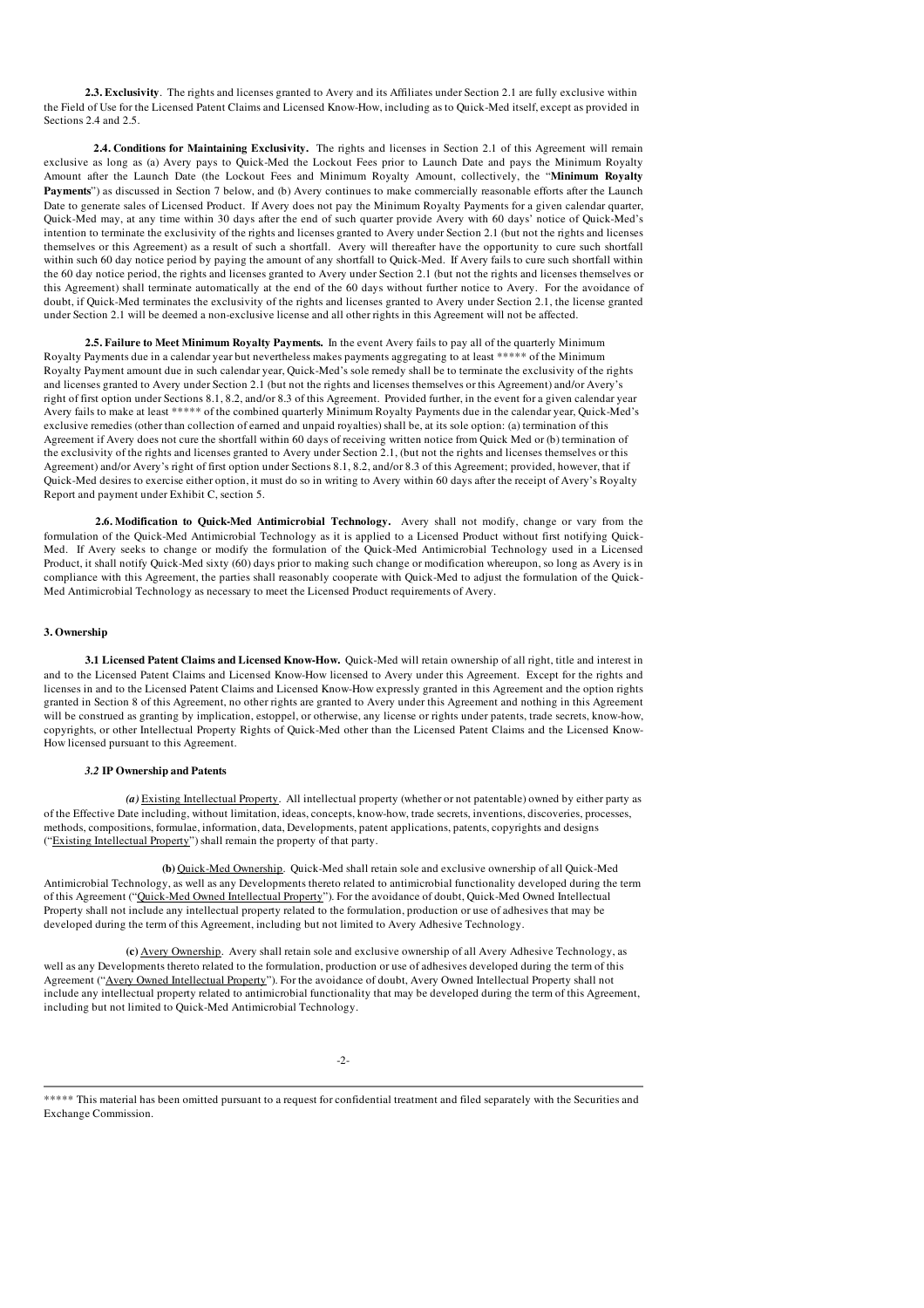**2.3. Exclusivity**. The rights and licenses granted to Avery and its Affiliates under Section 2.1 are fully exclusive within the Field of Use for the Licensed Patent Claims and Licensed Know-How, including as to Quick-Med itself, except as provided in Sections 2.4 and 2.5.

**2.4. Conditions for Maintaining Exclusivity.** The rights and licenses in Section 2.1 of this Agreement will remain exclusive as long as (a) Avery pays to Quick-Med the Lockout Fees prior to Launch Date and pays the Minimum Royalty Amount after the Launch Date (the Lockout Fees and Minimum Royalty Amount, collectively, the "**Minimum Royalty Payments**") as discussed in Section 7 below, and (b) Avery continues to make commercially reasonable efforts after the Launch Date to generate sales of Licensed Product. If Avery does not pay the Minimum Royalty Payments for a given calendar quarter, Quick-Med may, at any time within 30 days after the end of such quarter provide Avery with 60 days' notice of Quick-Med's intention to terminate the exclusivity of the rights and licenses granted to Avery under Section 2.1 (but not the rights and licenses themselves or this Agreement) as a result of such a shortfall. Avery will thereafter have the opportunity to cure such shortfall within such 60 day notice period by paying the amount of any shortfall to Quick-Med. If Avery fails to cure such shortfall within the 60 day notice period, the rights and licenses granted to Avery under Section 2.1 (but not the rights and licenses themselves or this Agreement) shall terminate automatically at the end of the 60 days without further notice to Avery. For the avoidance of doubt, if Quick-Med terminates the exclusivity of the rights and licenses granted to Avery under Section 2.1, the license granted under Section 2.1 will be deemed a non-exclusive license and all other rights in this Agreement will not be affected.

**2.5. Failure to Meet Minimum Royalty Payments.** In the event Avery fails to pay all of the quarterly Minimum Royalty Payments due in a calendar year but nevertheless makes payments aggregating to at least ***** of the Minimum Royalty Payment amount due in such calendar year, Quick-Med's sole remedy shall be to terminate the exclusivity of the rights and licenses granted to Avery under Section 2.1 (but not the rights and licenses themselves or this Agreement) and/or Avery's right of first option under Sections 8.1, 8.2, and/or 8.3 of this Agreement. Provided further, in the event for a given calendar year Avery fails to make at least ***** of the combined quarterly Minimum Royalty Payments due in the calendar year, Quick-Med's exclusive remedies (other than collection of earned and unpaid royalties) shall be, at its sole option: (a) termination of this Agreement if Avery does not cure the shortfall within 60 days of receiving written notice from Quick Med or (b) termination of the exclusivity of the rights and licenses granted to Avery under Section 2.1, (but not the rights and licenses themselves or this Agreement) and/or Avery's right of first option under Sections 8.1, 8.2, and/or 8.3 of this Agreement; provided, however, that if Quick-Med desires to exercise either option, it must do so in writing to Avery within 60 days after the receipt of Avery's Royalty Report and payment under Exhibit C, section 5.

**2.6. Modification to Quick-Med Antimicrobial Technology.** Avery shall not modify, change or vary from the formulation of the Quick-Med Antimicrobial Technology as it is applied to a Licensed Product without first notifying Quick-Med. If Avery seeks to change or modify the formulation of the Quick-Med Antimicrobial Technology used in a Licensed Product, it shall notify Quick-Med sixty (60) days prior to making such change or modification whereupon, so long as Avery is in compliance with this Agreement, the parties shall reasonably cooperate with Quick-Med to adjust the formulation of the Quick-Med Antimicrobial Technology as necessary to meet the Licensed Product requirements of Avery.

**3. Ownership**

**3.1 Licensed Patent Claims and Licensed Know-How.** Quick-Med will retain ownership of all right, title and interest in and to the Licensed Patent Claims and Licensed Know-How licensed to Avery under this Agreement. Except for the rights and licenses in and to the Licensed Patent Claims and Licensed Know-How expressly granted in this Agreement and the option rights granted in Section 8 of this Agreement, no other rights are granted to Avery under this Agreement and nothing in this Agreement will be construed as granting by implication, estoppel, or otherwise, any license or rights under patents, trade secrets, know-how, copyrights, or other Intellectual Property Rights of Quick-Med other than the Licensed Patent Claims and the Licensed Know-How licensed pursuant to this Agreement.

***3.2* IP Ownership and Patents**

***(a)*** Existing Intellectual Property. All intellectual property (whether or not patentable) owned by either party as of the Effective Date including, without limitation, ideas, concepts, know-how, trade secrets, inventions, discoveries, processes, methods, compositions, formulae, information, data, Developments, patent applications, patents, copyrights and designs ("Existing Intellectual Property") shall remain the property of that party.

**(b)** Quick-Med Ownership. Quick-Med shall retain sole and exclusive ownership of all Quick-Med Antimicrobial Technology, as well as any Developments thereto related to antimicrobial functionality developed during the term of this Agreement ("Quick-Med Owned Intellectual Property"). For the avoidance of doubt, Quick-Med Owned Intellectual Property shall not include any intellectual property related to the formulation, production or use of adhesives that may be developed during the term of this Agreement, including but not limited to Avery Adhesive Technology.

**(c)** Avery Ownership. Avery shall retain sole and exclusive ownership of all Avery Adhesive Technology, as well as any Developments thereto related to the formulation, production or use of adhesives developed during the term of this Agreement ("Avery Owned Intellectual Property"). For the avoidance of doubt, Avery Owned Intellectual Property shall not include any intellectual property related to antimicrobial functionality that may be developed during the term of this Agreement, including but not limited to Quick-Med Antimicrobial Technology.

***** This material has been omitted pursuant to a request for confidential treatment and filed separately with the Securities and Exchange Commission.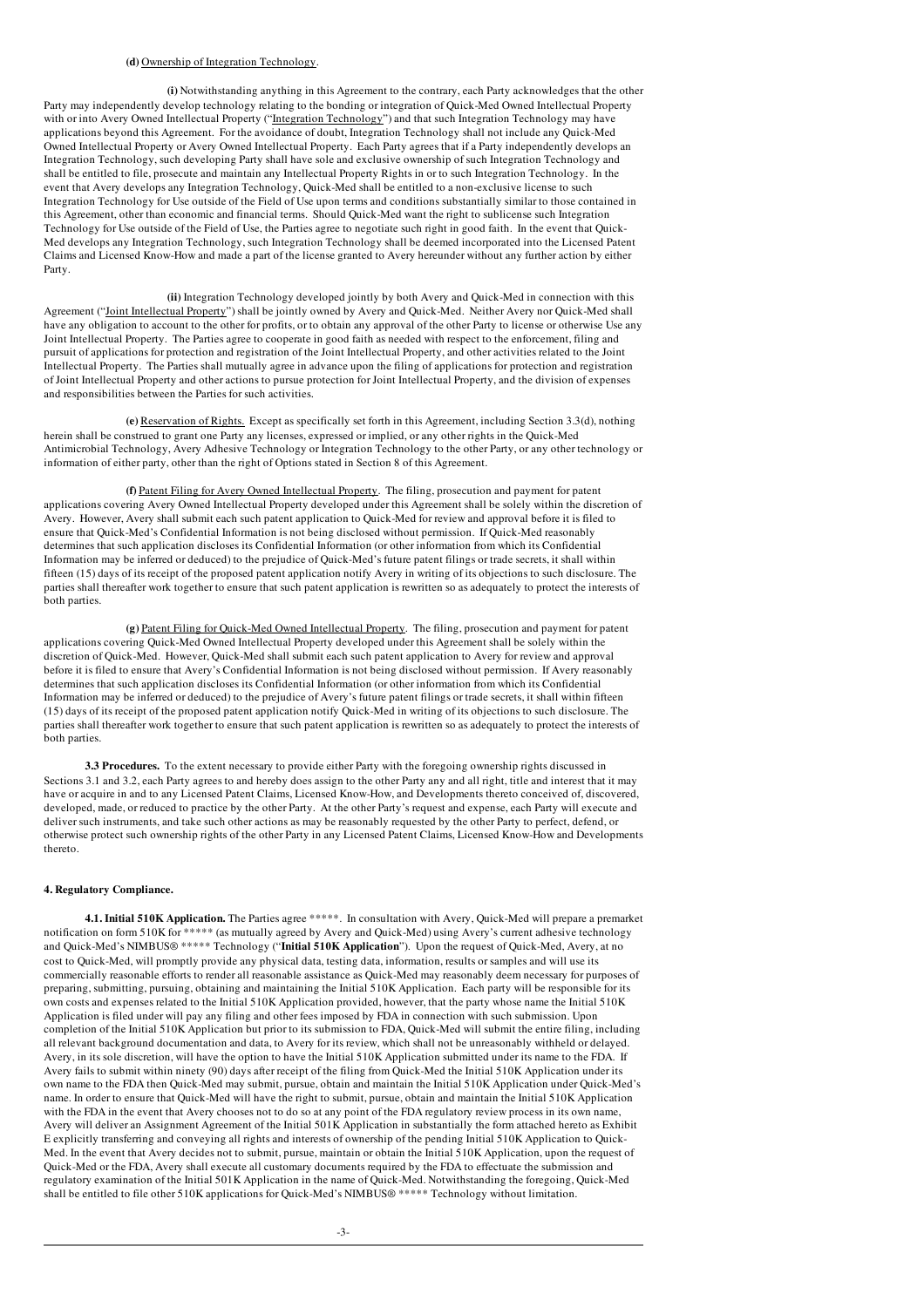**(d)** Ownership of Integration Technology.

**(i)** Notwithstanding anything in this Agreement to the contrary, each Party acknowledges that the other Party may independently develop technology relating to the bonding or integration of Quick-Med Owned Intellectual Property with or into Avery Owned Intellectual Property ("Integration Technology") and that such Integration Technology may have applications beyond this Agreement. For the avoidance of doubt, Integration Technology shall not include any Quick-Med Owned Intellectual Property or Avery Owned Intellectual Property. Each Party agrees that if a Party independently develops an Integration Technology, such developing Party shall have sole and exclusive ownership of such Integration Technology and shall be entitled to file, prosecute and maintain any Intellectual Property Rights in or to such Integration Technology. In the event that Avery develops any Integration Technology, Quick-Med shall be entitled to a non-exclusive license to such Integration Technology for Use outside of the Field of Use upon terms and conditions substantially similar to those contained in this Agreement, other than economic and financial terms. Should Quick-Med want the right to sublicense such Integration Technology for Use outside of the Field of Use, the Parties agree to negotiate such right in good faith. In the event that Quick-Med develops any Integration Technology, such Integration Technology shall be deemed incorporated into the Licensed Patent Claims and Licensed Know-How and made a part of the license granted to Avery hereunder without any further action by either Party.

**(ii)** Integration Technology developed jointly by both Avery and Quick-Med in connection with this Agreement ("Joint Intellectual Property") shall be jointly owned by Avery and Quick-Med. Neither Avery nor Quick-Med shall have any obligation to account to the other for profits, or to obtain any approval of the other Party to license or otherwise Use any Joint Intellectual Property. The Parties agree to cooperate in good faith as needed with respect to the enforcement, filing and pursuit of applications for protection and registration of the Joint Intellectual Property, and other activities related to the Joint Intellectual Property. The Parties shall mutually agree in advance upon the filing of applications for protection and registration of Joint Intellectual Property and other actions to pursue protection for Joint Intellectual Property, and the division of expenses and responsibilities between the Parties for such activities.

**(e)** Reservation of Rights. Except as specifically set forth in this Agreement, including Section 3.3(d), nothing herein shall be construed to grant one Party any licenses, expressed or implied, or any other rights in the Quick-Med Antimicrobial Technology, Avery Adhesive Technology or Integration Technology to the other Party, or any other technology or information of either party, other than the right of Options stated in Section 8 of this Agreement.

**(f)** Patent Filing for Avery Owned Intellectual Property. The filing, prosecution and payment for patent applications covering Avery Owned Intellectual Property developed under this Agreement shall be solely within the discretion of Avery. However, Avery shall submit each such patent application to Quick-Med for review and approval before it is filed to ensure that Quick-Med's Confidential Information is not being disclosed without permission. If Quick-Med reasonably determines that such application discloses its Confidential Information (or other information from which its Confidential Information may be inferred or deduced) to the prejudice of Quick-Med's future patent filings or trade secrets, it shall within fifteen (15) days of its receipt of the proposed patent application notify Avery in writing of its objections to such disclosure. The parties shall thereafter work together to ensure that such patent application is rewritten so as adequately to protect the interests of both parties.

**(g)** Patent Filing for Quick-Med Owned Intellectual Property. The filing, prosecution and payment for patent applications covering Quick-Med Owned Intellectual Property developed under this Agreement shall be solely within the discretion of Quick-Med. However, Quick-Med shall submit each such patent application to Avery for review and approval before it is filed to ensure that Avery's Confidential Information is not being disclosed without permission. If Avery reasonably determines that such application discloses its Confidential Information (or other information from which its Confidential Information may be inferred or deduced) to the prejudice of Avery's future patent filings or trade secrets, it shall within fifteen (15) days of its receipt of the proposed patent application notify Quick-Med in writing of its objections to such disclosure. The parties shall thereafter work together to ensure that such patent application is rewritten so as adequately to protect the interests of both parties.

**3.3 Procedures.** To the extent necessary to provide either Party with the foregoing ownership rights discussed in Sections 3.1 and 3.2, each Party agrees to and hereby does assign to the other Party any and all right, title and interest that it may have or acquire in and to any Licensed Patent Claims, Licensed Know-How, and Developments thereto conceived of, discovered, developed, made, or reduced to practice by the other Party. At the other Party's request and expense, each Party will execute and deliver such instruments, and take such other actions as may be reasonably requested by the other Party to perfect, defend, or otherwise protect such ownership rights of the other Party in any Licensed Patent Claims, Licensed Know-How and Developments thereto.

## 4. Regulatory Compliance.

**4.1. Initial 510K Application.** The Parties agree *****. In consultation with Avery, Quick-Med will prepare a premarket notification on form 510K for ***** (as mutually agreed by Avery and Quick-Med) using Avery's current adhesive technology and Quick-Med's NIMBUS® ***** Technology ("**Initial 510K Application**"). Upon the request of Quick-Med, Avery, at no cost to Quick-Med, will promptly provide any physical data, testing data, information, results or samples and will use its commercially reasonable efforts to render all reasonable assistance as Quick-Med may reasonably deem necessary for purposes of preparing, submitting, pursuing, obtaining and maintaining the Initial 510K Application. Each party will be responsible for its own costs and expenses related to the Initial 510K Application provided, however, that the party whose name the Initial 510K Application is filed under will pay any filing and other fees imposed by FDA in connection with such submission. Upon completion of the Initial 510K Application but prior to its submission to FDA, Quick-Med will submit the entire filing, including all relevant background documentation and data, to Avery for its review, which shall not be unreasonably withheld or delayed. Avery, in its sole discretion, will have the option to have the Initial 510K Application submitted under its name to the FDA. If Avery fails to submit within ninety (90) days after receipt of the filing from Quick-Med the Initial 510K Application under its own name to the FDA then Quick-Med may submit, pursue, obtain and maintain the Initial 510K Application under Quick-Med's name. In order to ensure that Quick-Med will have the right to submit, pursue, obtain and maintain the Initial 510K Application with the FDA in the event that Avery chooses not to do so at any point of the FDA regulatory review process in its own name, Avery will deliver an Assignment Agreement of the Initial 501K Application in substantially the form attached hereto as Exhibit E explicitly transferring and conveying all rights and interests of ownership of the pending Initial 510K Application to Quick-Med. In the event that Avery decides not to submit, pursue, maintain or obtain the Initial 510K Application, upon the request of Quick-Med or the FDA, Avery shall execute all customary documents required by the FDA to effectuate the submission and regulatory examination of the Initial 501K Application in the name of Quick-Med. Notwithstanding the foregoing, Quick-Med shall be entitled to file other 510K applications for Quick-Med's NIMBUS® ***** Technology without limitation.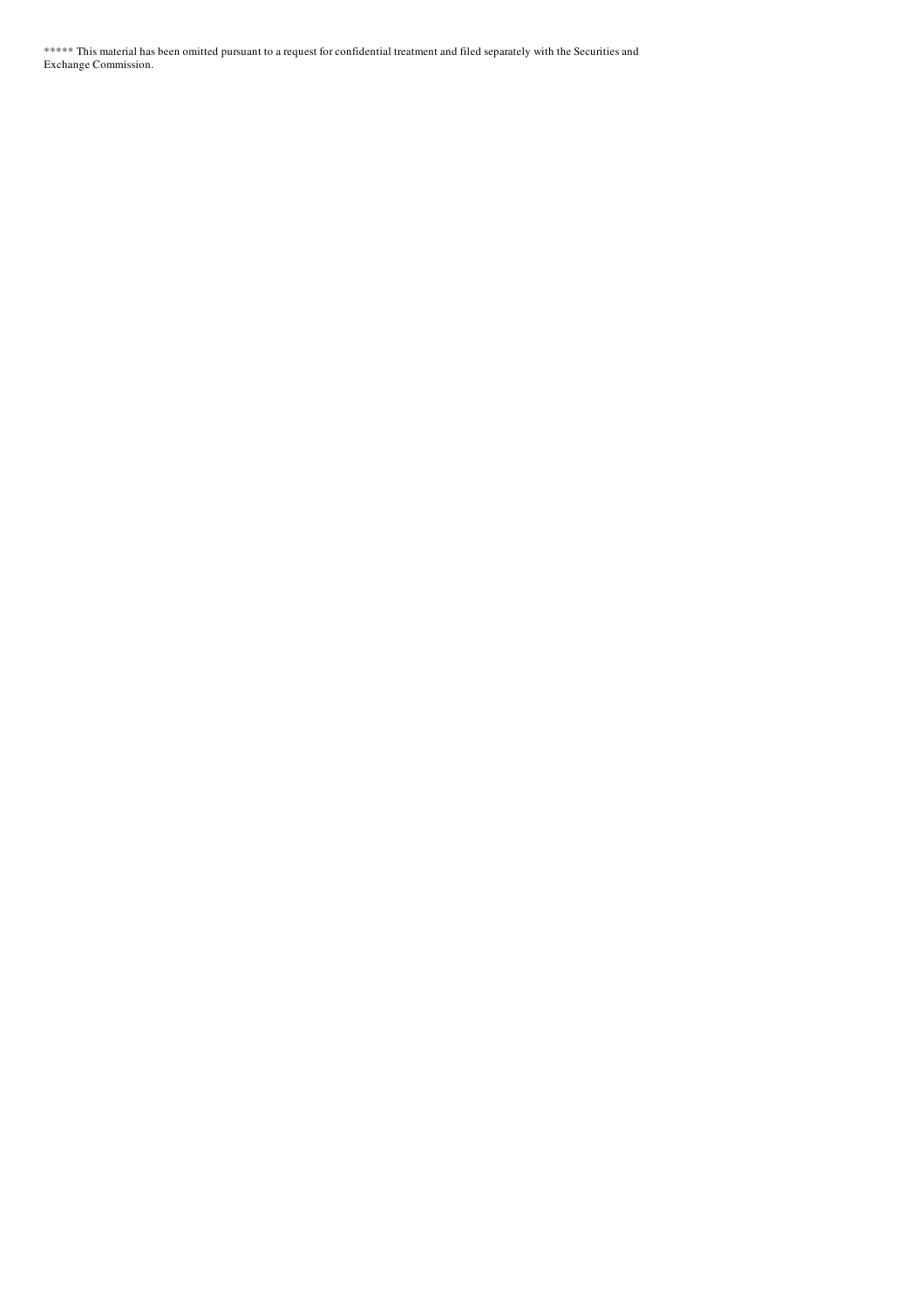***** This material has been omitted pursuant to a request for confidential treatment and filed separately with the Securities and Exchange Commission.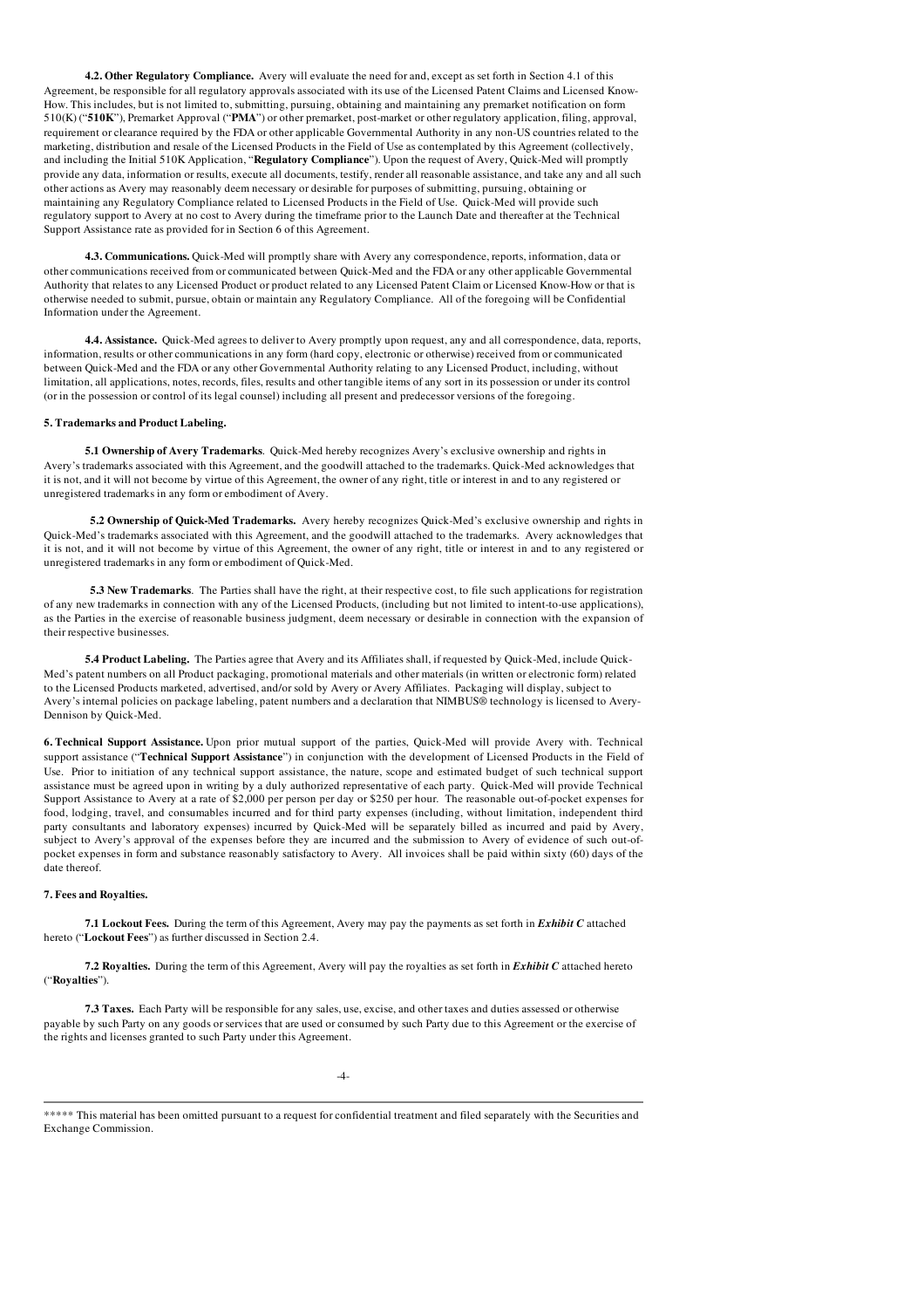**4.2. Other Regulatory Compliance.** Avery will evaluate the need for and, except as set forth in Section 4.1 of this Agreement, be responsible for all regulatory approvals associated with its use of the Licensed Patent Claims and Licensed Know-How. This includes, but is not limited to, submitting, pursuing, obtaining and maintaining any premarket notification on form 510(K) ("**510K**"), Premarket Approval ("**PMA**") or other premarket, post-market or other regulatory application, filing, approval, requirement or clearance required by the FDA or other applicable Governmental Authority in any non-US countries related to the marketing, distribution and resale of the Licensed Products in the Field of Use as contemplated by this Agreement (collectively, and including the Initial 510K Application, "**Regulatory Compliance**"). Upon the request of Avery, Quick-Med will promptly provide any data, information or results, execute all documents, testify, render all reasonable assistance, and take any and all such other actions as Avery may reasonably deem necessary or desirable for purposes of submitting, pursuing, obtaining or maintaining any Regulatory Compliance related to Licensed Products in the Field of Use. Quick-Med will provide such regulatory support to Avery at no cost to Avery during the timeframe prior to the Launch Date and thereafter at the Technical Support Assistance rate as provided for in Section 6 of this Agreement.

**4.3. Communications.** Quick-Med will promptly share with Avery any correspondence, reports, information, data or other communications received from or communicated between Quick-Med and the FDA or any other applicable Governmental Authority that relates to any Licensed Product or product related to any Licensed Patent Claim or Licensed Know-How or that is otherwise needed to submit, pursue, obtain or maintain any Regulatory Compliance. All of the foregoing will be Confidential Information under the Agreement.

**4.4. Assistance.** Quick-Med agrees to deliver to Avery promptly upon request, any and all correspondence, data, reports, information, results or other communications in any form (hard copy, electronic or otherwise) received from or communicated between Quick-Med and the FDA or any other Governmental Authority relating to any Licensed Product, including, without limitation, all applications, notes, records, files, results and other tangible items of any sort in its possession or under its control (or in the possession or control of its legal counsel) including all present and predecessor versions of the foregoing.

**5. Trademarks and Product Labeling.**

**5.1 Ownership of Avery Trademarks**. Quick-Med hereby recognizes Avery's exclusive ownership and rights in Avery's trademarks associated with this Agreement, and the goodwill attached to the trademarks. Quick-Med acknowledges that it is not, and it will not become by virtue of this Agreement, the owner of any right, title or interest in and to any registered or unregistered trademarks in any form or embodiment of Avery.

**5.2 Ownership of Quick-Med Trademarks.** Avery hereby recognizes Quick-Med's exclusive ownership and rights in Quick-Med's trademarks associated with this Agreement, and the goodwill attached to the trademarks. Avery acknowledges that it is not, and it will not become by virtue of this Agreement, the owner of any right, title or interest in and to any registered or unregistered trademarks in any form or embodiment of Quick-Med.

**5.3 New Trademarks**. The Parties shall have the right, at their respective cost, to file such applications for registration of any new trademarks in connection with any of the Licensed Products, (including but not limited to intent-to-use applications), as the Parties in the exercise of reasonable business judgment, deem necessary or desirable in connection with the expansion of their respective businesses.

**5.4 Product Labeling.** The Parties agree that Avery and its Affiliates shall, if requested by Quick-Med, include Quick-Med's patent numbers on all Product packaging, promotional materials and other materials (in written or electronic form) related to the Licensed Products marketed, advertised, and/or sold by Avery or Avery Affiliates. Packaging will display, subject to Avery's internal policies on package labeling, patent numbers and a declaration that NIMBUS® technology is licensed to Avery-Dennison by Quick-Med.

**6. Technical Support Assistance.** Upon prior mutual support of the parties, Quick-Med will provide Avery with. Technical support assistance ("**Technical Support Assistance**") in conjunction with the development of Licensed Products in the Field of Use. Prior to initiation of any technical support assistance, the nature, scope and estimated budget of such technical support assistance must be agreed upon in writing by a duly authorized representative of each party. Quick-Med will provide Technical Support Assistance to Avery at a rate of $2,000 per person per day or $250 per hour. The reasonable out-of-pocket expenses for food, lodging, travel, and consumables incurred and for third party expenses (including, without limitation, independent third party consultants and laboratory expenses) incurred by Quick-Med will be separately billed as incurred and paid by Avery, subject to Avery's approval of the expenses before they are incurred and the submission to Avery of evidence of such out-of-pocket expenses in form and substance reasonably satisfactory to Avery. All invoices shall be paid within sixty (60) days of the date thereof.

**7. Fees and Royalties.**

**7.1 Lockout Fees.** During the term of this Agreement, Avery may pay the payments as set forth in ***Exhibit C*** attached hereto ("**Lockout Fees**") as further discussed in Section 2.4.

**7.2 Royalties.** During the term of this Agreement, Avery will pay the royalties as set forth in ***Exhibit C*** attached hereto ("**Royalties**").

**7.3 Taxes.** Each Party will be responsible for any sales, use, excise, and other taxes and duties assessed or otherwise payable by such Party on any goods or services that are used or consumed by such Party due to this Agreement or the exercise of the rights and licenses granted to such Party under this Agreement.

***** This material has been omitted pursuant to a request for confidential treatment and filed separately with the Securities and Exchange Commission.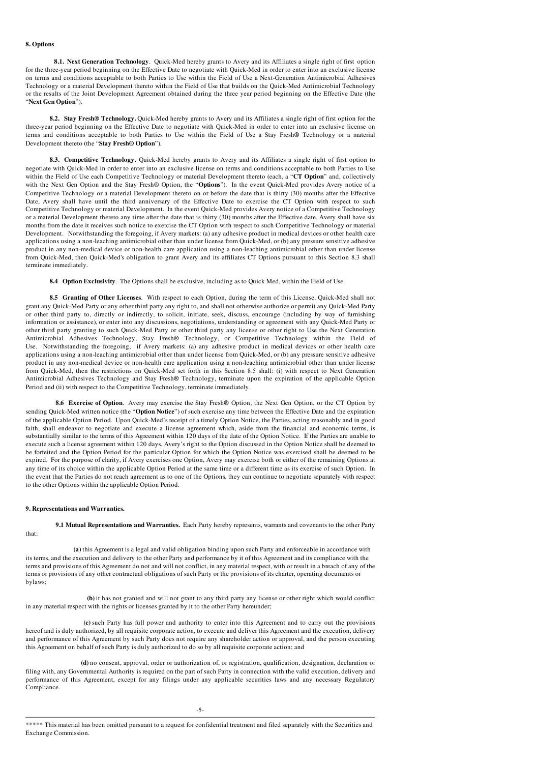**8. Options**

**8.1. Next Generation Technology**. Quick-Med hereby grants to Avery and its Affiliates a single right of first option for the three-year period beginning on the Effective Date to negotiate with Quick-Med in order to enter into an exclusive license on terms and conditions acceptable to both Parties to Use within the Field of Use a Next-Generation Antimicrobial Adhesives Technology or a material Development thereto within the Field of Use that builds on the Quick-Med Antimicrobial Technology or the results of the Joint Development Agreement obtained during the three year period beginning on the Effective Date (the "**Next Gen Option**").

**8.2. Stay Fresh® Technology.** Quick-Med hereby grants to Avery and its Affiliates a single right of first option for the three-year period beginning on the Effective Date to negotiate with Quick-Med in order to enter into an exclusive license on terms and conditions acceptable to both Parties to Use within the Field of Use a Stay Fresh® Technology or a material Development thereto (the "**Stay Fresh® Option**").

**8.3. Competitive Technology.** Quick-Med hereby grants to Avery and its Affiliates a single right of first option to negotiate with Quick-Med in order to enter into an exclusive license on terms and conditions acceptable to both Parties to Use within the Field of Use each Competitive Technology or material Development thereto (each, a "**CT Option**" and, collectively with the Next Gen Option and the Stay Fresh® Option, the "**Options**"). In the event Quick-Med provides Avery notice of a Competitive Technology or a material Development thereto on or before the date that is thirty (30) months after the Effective Date, Avery shall have until the third anniversary of the Effective Date to exercise the CT Option with respect to such Competitive Technology or material Development. In the event Quick-Med provides Avery notice of a Competitive Technology or a material Development thereto any time after the date that is thirty (30) months after the Effective date, Avery shall have six months from the date it receives such notice to exercise the CT Option with respect to such Competitive Technology or material Development. Notwithstanding the foregoing, if Avery markets: (a) any adhesive product in medical devices or other health care applications using a non-leaching antimicrobial other than under license from Quick-Med, or (b) any pressure sensitive adhesive product in any non-medical device or non-health care application using a non-leaching antimicrobial other than under license from Quick-Med, then Quick-Med's obligation to grant Avery and its affiliates CT Options pursuant to this Section 8.3 shall terminate immediately.

**8.4 Option Exclusivity**. The Options shall be exclusive, including as to Quick Med, within the Field of Use.

**8.5 Granting of Other Licenses**. With respect to each Option, during the term of this License, Quick-Med shall not grant any Quick-Med Party or any other third party any right to, and shall not otherwise authorize or permit any Quick-Med Party or other third party to, directly or indirectly, to solicit, initiate, seek, discuss, encourage (including by way of furnishing information or assistance), or enter into any discussions, negotiations, understanding or agreement with any Quick-Med Party or other third party granting to such Quick-Med Party or other third party any license or other right to Use the Next Generation Antimicrobial Adhesives Technology, Stay Fresh® Technology, or Competitive Technology within the Field of Use. Notwithstanding the foregoing, if Avery markets: (a) any adhesive product in medical devices or other health care applications using a non-leaching antimicrobial other than under license from Quick-Med, or (b) any pressure sensitive adhesive product in any non-medical device or non-health care application using a non-leaching antimicrobial other than under license from Quick-Med, then the restrictions on Quick-Med set forth in this Section 8.5 shall: (i) with respect to Next Generation Antimicrobial Adhesives Technology and Stay Fresh® Technology, terminate upon the expiration of the applicable Option Period and (ii) with respect to the Competitive Technology, terminate immediately.

**8.6 Exercise of Option**. Avery may exercise the Stay Fresh® Option, the Next Gen Option, or the CT Option by sending Quick-Med written notice (the "**Option Notice**") of such exercise any time between the Effective Date and the expiration of the applicable Option Period. Upon Quick-Med's receipt of a timely Option Notice, the Parties, acting reasonably and in good faith, shall endeavor to negotiate and execute a license agreement which, aside from the financial and economic terms, is substantially similar to the terms of this Agreement within 120 days of the date of the Option Notice. If the Parties are unable to execute such a license agreement within 120 days, Avery's right to the Option discussed in the Option Notice shall be deemed to be forfeited and the Option Period for the particular Option for which the Option Notice was exercised shall be deemed to be expired. For the purpose of clarity, if Avery exercises one Option, Avery may exercise both or either of the remaining Options at any time of its choice within the applicable Option Period at the same time or a different time as its exercise of such Option. In the event that the Parties do not reach agreement as to one of the Options, they can continue to negotiate separately with respect to the other Options within the applicable Option Period.

**9. Representations and Warranties.**

**9.1 Mutual Representations and Warranties.** Each Party hereby represents, warrants and covenants to the other Party that:

**(a)** this Agreement is a legal and valid obligation binding upon such Party and enforceable in accordance with its terms, and the execution and delivery to the other Party and performance by it of this Agreement and its compliance with the terms and provisions of this Agreement do not and will not conflict, in any material respect, with or result in a breach of any of the terms or provisions of any other contractual obligations of such Party or the provisions of its charter, operating documents or bylaws;

**(b)** it has not granted and will not grant to any third party any license or other right which would conflict in any material respect with the rights or licenses granted by it to the other Party hereunder;

**(c)** such Party has full power and authority to enter into this Agreement and to carry out the provisions hereof and is duly authorized, by all requisite corporate action, to execute and deliver this Agreement and the execution, delivery and performance of this Agreement by such Party does not require any shareholder action or approval, and the person executing this Agreement on behalf of such Party is duly authorized to do so by all requisite corporate action; and

**(d)** no consent, approval, order or authorization of, or registration, qualification, designation, declaration or filing with, any Governmental Authority is required on the part of such Party in connection with the valid execution, delivery and performance of this Agreement, except for any filings under any applicable securities laws and any necessary Regulatory Compliance.

***** This material has been omitted pursuant to a request for confidential treatment and filed separately with the Securities and Exchange Commission.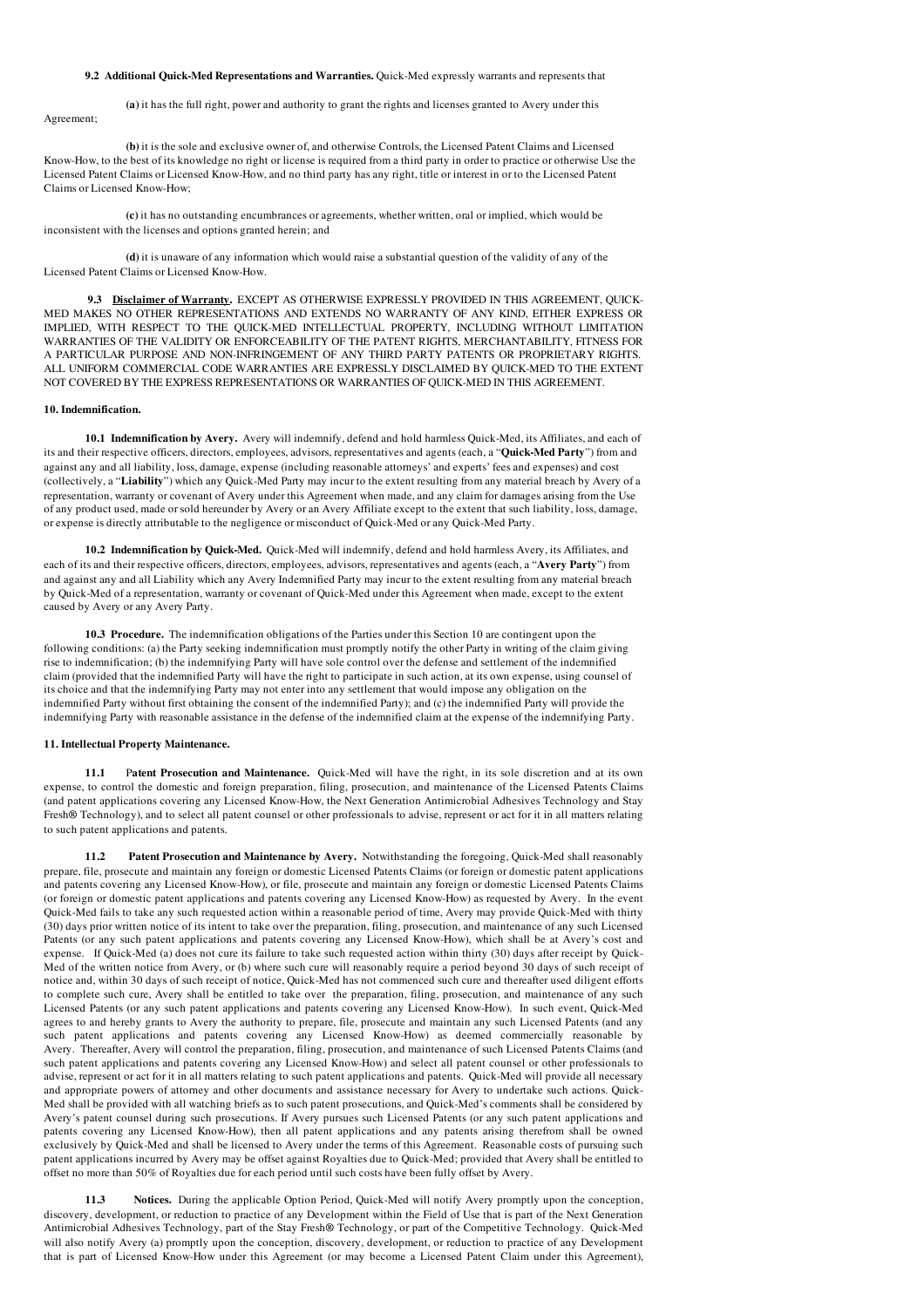**9.2 Additional Quick-Med Representations and Warranties.** Quick-Med expressly warrants and represents that

**(a)** it has the full right, power and authority to grant the rights and licenses granted to Avery under this Agreement;

**(b)** it is the sole and exclusive owner of, and otherwise Controls, the Licensed Patent Claims and Licensed Know-How, to the best of its knowledge no right or license is required from a third party in order to practice or otherwise Use the Licensed Patent Claims or Licensed Know-How, and no third party has any right, title or interest in or to the Licensed Patent Claims or Licensed Know-How;

**(c)** it has no outstanding encumbrances or agreements, whether written, oral or implied, which would be inconsistent with the licenses and options granted herein; and

**(d)** it is unaware of any information which would raise a substantial question of the validity of any of the Licensed Patent Claims or Licensed Know-How.

**9.3 Disclaimer of Warranty.** EXCEPT AS OTHERWISE EXPRESSLY PROVIDED IN THIS AGREEMENT, QUICK-MED MAKES NO OTHER REPRESENTATIONS AND EXTENDS NO WARRANTY OF ANY KIND, EITHER EXPRESS OR IMPLIED, WITH RESPECT TO THE QUICK-MED INTELLECTUAL PROPERTY, INCLUDING WITHOUT LIMITATION WARRANTIES OF THE VALIDITY OR ENFORCEABILITY OF THE PATENT RIGHTS, MERCHANTABILITY, FITNESS FOR A PARTICULAR PURPOSE AND NON-INFRINGEMENT OF ANY THIRD PARTY PATENTS OR PROPRIETARY RIGHTS. ALL UNIFORM COMMERCIAL CODE WARRANTIES ARE EXPRESSLY DISCLAIMED BY QUICK-MED TO THE EXTENT NOT COVERED BY THE EXPRESS REPRESENTATIONS OR WARRANTIES OF QUICK-MED IN THIS AGREEMENT.

**10. Indemnification.**

**10.1 Indemnification by Avery.** Avery will indemnify, defend and hold harmless Quick-Med, its Affiliates, and each of its and their respective officers, directors, employees, advisors, representatives and agents (each, a "**Quick-Med Party**") from and against any and all liability, loss, damage, expense (including reasonable attorneys' and experts' fees and expenses) and cost (collectively, a "**Liability**") which any Quick-Med Party may incur to the extent resulting from any material breach by Avery of a representation, warranty or covenant of Avery under this Agreement when made, and any claim for damages arising from the Use of any product used, made or sold hereunder by Avery or an Avery Affiliate except to the extent that such liability, loss, damage, or expense is directly attributable to the negligence or misconduct of Quick-Med or any Quick-Med Party.

**10.2 Indemnification by Quick-Med.** Quick-Med will indemnify, defend and hold harmless Avery, its Affiliates, and each of its and their respective officers, directors, employees, advisors, representatives and agents (each, a "**Avery Party**") from and against any and all Liability which any Avery Indemnified Party may incur to the extent resulting from any material breach by Quick-Med of a representation, warranty or covenant of Quick-Med under this Agreement when made, except to the extent caused by Avery or any Avery Party.

**10.3 Procedure.** The indemnification obligations of the Parties under this Section 10 are contingent upon the following conditions: (a) the Party seeking indemnification must promptly notify the other Party in writing of the claim giving rise to indemnification; (b) the indemnifying Party will have sole control over the defense and settlement of the indemnified claim (provided that the indemnified Party will have the right to participate in such action, at its own expense, using counsel of its choice and that the indemnifying Party may not enter into any settlement that would impose any obligation on the indemnified Party without first obtaining the consent of the indemnified Party); and (c) the indemnified Party will provide the indemnifying Party with reasonable assistance in the defense of the indemnified claim at the expense of the indemnifying Party.

**11. Intellectual Property Maintenance.**

**11.1 Patent Prosecution and Maintenance.** Quick-Med will have the right, in its sole discretion and at its own expense, to control the domestic and foreign preparation, filing, prosecution, and maintenance of the Licensed Patents Claims (and patent applications covering any Licensed Know-How, the Next Generation Antimicrobial Adhesives Technology and Stay Fresh® Technology), and to select all patent counsel or other professionals to advise, represent or act for it in all matters relating to such patent applications and patents.

**11.2 Patent Prosecution and Maintenance by Avery.** Notwithstanding the foregoing, Quick-Med shall reasonably prepare, file, prosecute and maintain any foreign or domestic Licensed Patents Claims (or foreign or domestic patent applications and patents covering any Licensed Know-How), or file, prosecute and maintain any foreign or domestic Licensed Patents Claims (or foreign or domestic patent applications and patents covering any Licensed Know-How) as requested by Avery. In the event Quick-Med fails to take any such requested action within a reasonable period of time, Avery may provide Quick-Med with thirty (30) days prior written notice of its intent to take over the preparation, filing, prosecution, and maintenance of any such Licensed Patents (or any such patent applications and patents covering any Licensed Know-How), which shall be at Avery's cost and expense. If Quick-Med (a) does not cure its failure to take such requested action within thirty (30) days after receipt by Quick-Med of the written notice from Avery, or (b) where such cure will reasonably require a period beyond 30 days of such receipt of notice and, within 30 days of such receipt of notice, Quick-Med has not commenced such cure and thereafter used diligent efforts to complete such cure, Avery shall be entitled to take over the preparation, filing, prosecution, and maintenance of any such Licensed Patents (or any such patent applications and patents covering any Licensed Know-How). In such event, Quick-Med agrees to and hereby grants to Avery the authority to prepare, file, prosecute and maintain any such Licensed Patents (and any such patent applications and patents covering any Licensed Know-How) as deemed commercially reasonable by Avery. Thereafter, Avery will control the preparation, filing, prosecution, and maintenance of such Licensed Patents Claims (and such patent applications and patents covering any Licensed Know-How) and select all patent counsel or other professionals to advise, represent or act for it in all matters relating to such patent applications and patents. Quick-Med will provide all necessary and appropriate powers of attorney and other documents and assistance necessary for Avery to undertake such actions. Quick-Med shall be provided with all watching briefs as to such patent prosecutions, and Quick-Med's comments shall be considered by Avery's patent counsel during such prosecutions. If Avery pursues such Licensed Patents (or any such patent applications and patents covering any Licensed Know-How), then all patent applications and any patents arising therefrom shall be owned exclusively by Quick-Med and shall be licensed to Avery under the terms of this Agreement. Reasonable costs of pursuing such patent applications incurred by Avery may be offset against Royalties due to Quick-Med; provided that Avery shall be entitled to offset no more than 50% of Royalties due for each period until such costs have been fully offset by Avery.

**11.3 Notices.** During the applicable Option Period, Quick-Med will notify Avery promptly upon the conception, discovery, development, or reduction to practice of any Development within the Field of Use that is part of the Next Generation Antimicrobial Adhesives Technology, part of the Stay Fresh® Technology, or part of the Competitive Technology. Quick-Med will also notify Avery (a) promptly upon the conception, discovery, development, or reduction to practice of any Development that is part of Licensed Know-How under this Agreement (or may become a Licensed Patent Claim under this Agreement),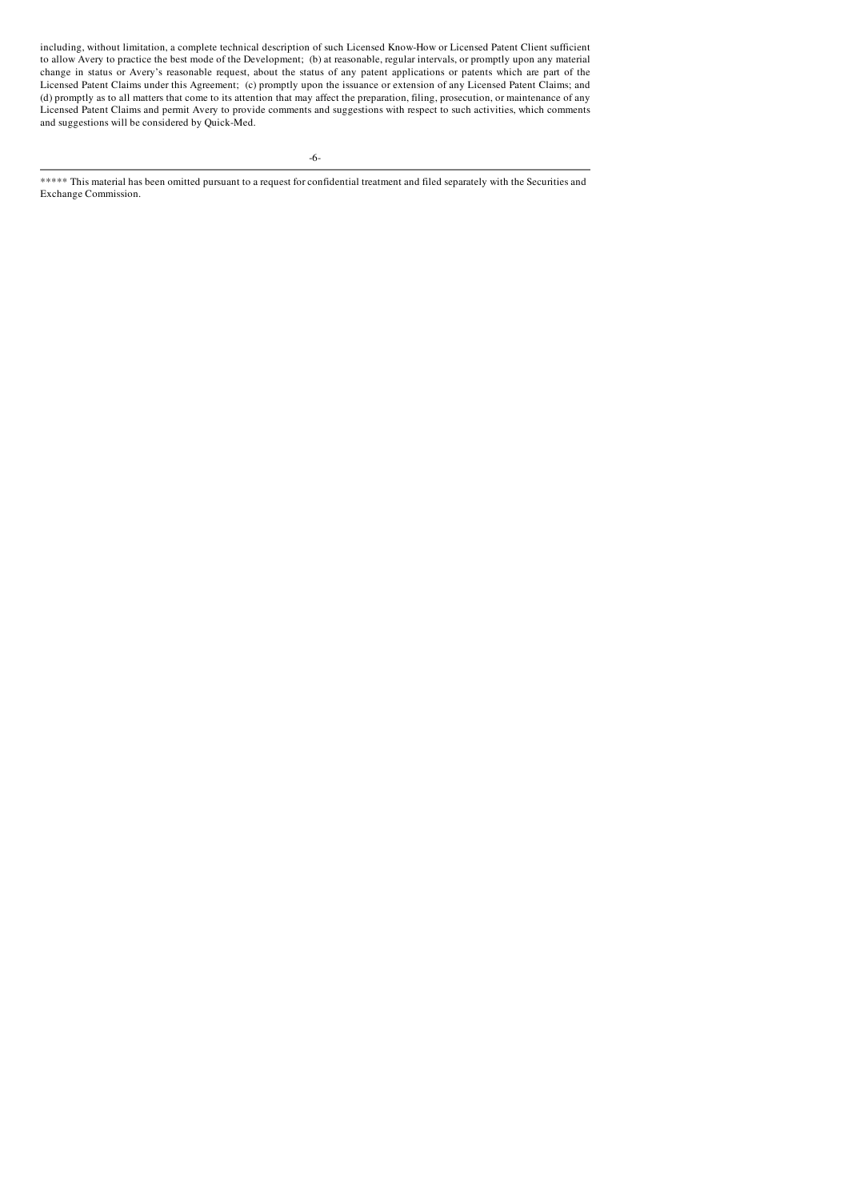including, without limitation, a complete technical description of such Licensed Know-How or Licensed Patent Client sufficient to allow Avery to practice the best mode of the Development; (b) at reasonable, regular intervals, or promptly upon any material change in status or Avery's reasonable request, about the status of any patent applications or patents which are part of the Licensed Patent Claims under this Agreement; (c) promptly upon the issuance or extension of any Licensed Patent Claims; and (d) promptly as to all matters that come to its attention that may affect the preparation, filing, prosecution, or maintenance of any Licensed Patent Claims and permit Avery to provide comments and suggestions with respect to such activities, which comments and suggestions will be considered by Quick-Med.

***** This material has been omitted pursuant to a request for confidential treatment and filed separately with the Securities and Exchange Commission.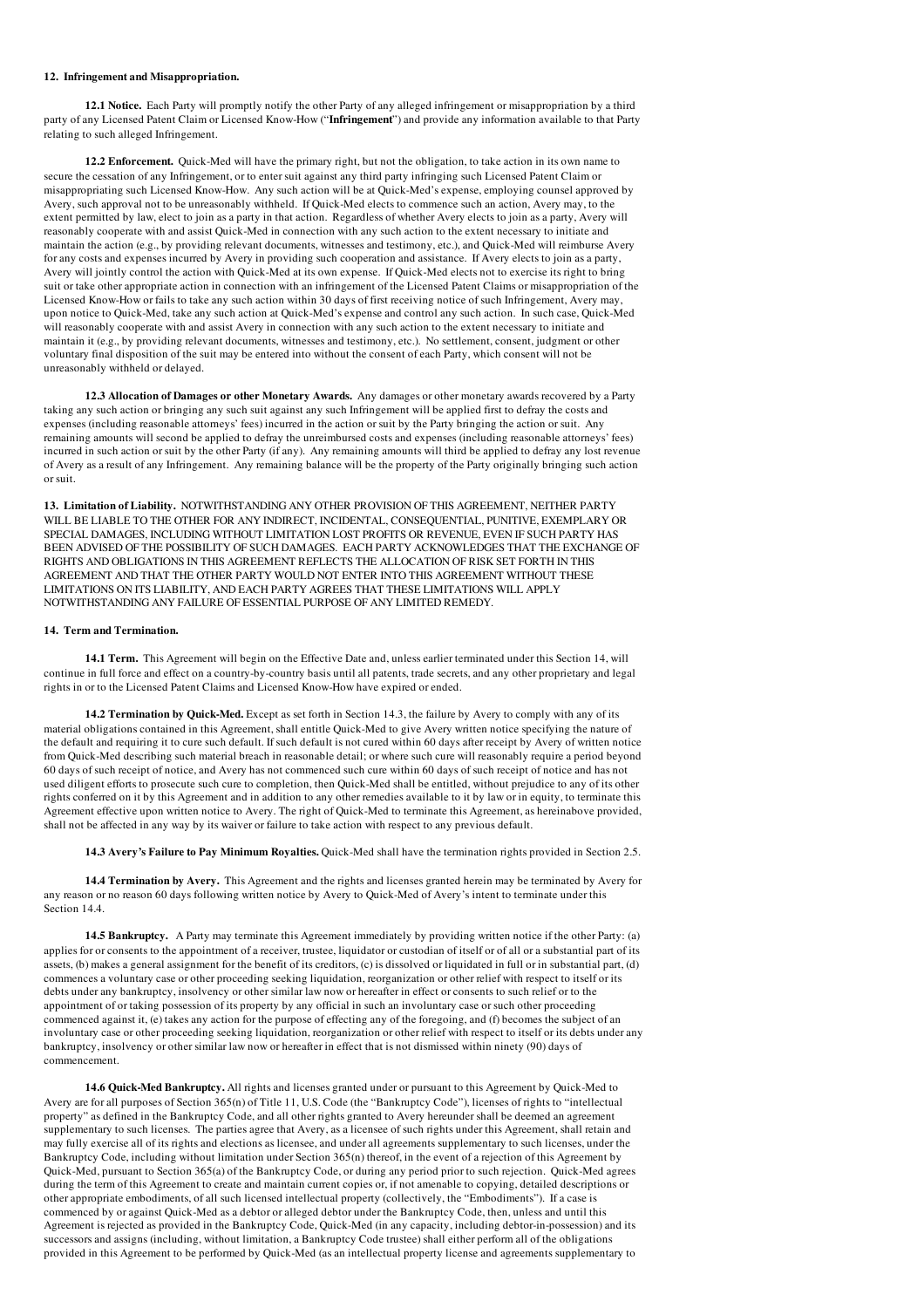**12. Infringement and Misappropriation.**

**12.1 Notice.** Each Party will promptly notify the other Party of any alleged infringement or misappropriation by a third party of any Licensed Patent Claim or Licensed Know-How ("**Infringement**") and provide any information available to that Party relating to such alleged Infringement.

**12.2 Enforcement.** Quick-Med will have the primary right, but not the obligation, to take action in its own name to secure the cessation of any Infringement, or to enter suit against any third party infringing such Licensed Patent Claim or misappropriating such Licensed Know-How. Any such action will be at Quick-Med's expense, employing counsel approved by Avery, such approval not to be unreasonably withheld. If Quick-Med elects to commence such an action, Avery may, to the extent permitted by law, elect to join as a party in that action. Regardless of whether Avery elects to join as a party, Avery will reasonably cooperate with and assist Quick-Med in connection with any such action to the extent necessary to initiate and maintain the action (e.g., by providing relevant documents, witnesses and testimony, etc.), and Quick-Med will reimburse Avery for any costs and expenses incurred by Avery in providing such cooperation and assistance. If Avery elects to join as a party, Avery will jointly control the action with Quick-Med at its own expense. If Quick-Med elects not to exercise its right to bring suit or take other appropriate action in connection with an infringement of the Licensed Patent Claims or misappropriation of the Licensed Know-How or fails to take any such action within 30 days of first receiving notice of such Infringement, Avery may, upon notice to Quick-Med, take any such action at Quick-Med's expense and control any such action. In such case, Quick-Med will reasonably cooperate with and assist Avery in connection with any such action to the extent necessary to initiate and maintain it (e.g., by providing relevant documents, witnesses and testimony, etc.). No settlement, consent, judgment or other voluntary final disposition of the suit may be entered into without the consent of each Party, which consent will not be unreasonably withheld or delayed.

**12.3 Allocation of Damages or other Monetary Awards.** Any damages or other monetary awards recovered by a Party taking any such action or bringing any such suit against any such Infringement will be applied first to defray the costs and expenses (including reasonable attorneys' fees) incurred in the action or suit by the Party bringing the action or suit. Any remaining amounts will second be applied to defray the unreimbursed costs and expenses (including reasonable attorneys' fees) incurred in such action or suit by the other Party (if any). Any remaining amounts will third be applied to defray any lost revenue of Avery as a result of any Infringement. Any remaining balance will be the property of the Party originally bringing such action or suit.

**13. Limitation of Liability.** NOTWITHSTANDING ANY OTHER PROVISION OF THIS AGREEMENT, NEITHER PARTY WILL BE LIABLE TO THE OTHER FOR ANY INDIRECT, INCIDENTAL, CONSEQUENTIAL, PUNITIVE, EXEMPLARY OR SPECIAL DAMAGES, INCLUDING WITHOUT LIMITATION LOST PROFITS OR REVENUE, EVEN IF SUCH PARTY HAS BEEN ADVISED OF THE POSSIBILITY OF SUCH DAMAGES. EACH PARTY ACKNOWLEDGES THAT THE EXCHANGE OF RIGHTS AND OBLIGATIONS IN THIS AGREEMENT REFLECTS THE ALLOCATION OF RISK SET FORTH IN THIS AGREEMENT AND THAT THE OTHER PARTY WOULD NOT ENTER INTO THIS AGREEMENT WITHOUT THESE LIMITATIONS ON ITS LIABILITY, AND EACH PARTY AGREES THAT THESE LIMITATIONS WILL APPLY NOTWITHSTANDING ANY FAILURE OF ESSENTIAL PURPOSE OF ANY LIMITED REMEDY.

**14. Term and Termination.**

**14.1 Term.** This Agreement will begin on the Effective Date and, unless earlier terminated under this Section 14, will continue in full force and effect on a country-by-country basis until all patents, trade secrets, and any other proprietary and legal rights in or to the Licensed Patent Claims and Licensed Know-How have expired or ended.

**14.2 Termination by Quick-Med.** Except as set forth in Section 14.3, the failure by Avery to comply with any of its material obligations contained in this Agreement, shall entitle Quick-Med to give Avery written notice specifying the nature of the default and requiring it to cure such default. If such default is not cured within 60 days after receipt by Avery of written notice from Quick-Med describing such material breach in reasonable detail; or where such cure will reasonably require a period beyond 60 days of such receipt of notice, and Avery has not commenced such cure within 60 days of such receipt of notice and has not used diligent efforts to prosecute such cure to completion, then Quick-Med shall be entitled, without prejudice to any of its other rights conferred on it by this Agreement and in addition to any other remedies available to it by law or in equity, to terminate this Agreement effective upon written notice to Avery. The right of Quick-Med to terminate this Agreement, as hereinabove provided, shall not be affected in any way by its waiver or failure to take action with respect to any previous default.

**14.3 Avery's Failure to Pay Minimum Royalties.** Quick-Med shall have the termination rights provided in Section 2.5.

**14.4 Termination by Avery.** This Agreement and the rights and licenses granted herein may be terminated by Avery for any reason or no reason 60 days following written notice by Avery to Quick-Med of Avery's intent to terminate under this Section 14.4.

**14.5 Bankruptcy.** A Party may terminate this Agreement immediately by providing written notice if the other Party: (a) applies for or consents to the appointment of a receiver, trustee, liquidator or custodian of itself or of all or a substantial part of its assets, (b) makes a general assignment for the benefit of its creditors, (c) is dissolved or liquidated in full or in substantial part, (d) commences a voluntary case or other proceeding seeking liquidation, reorganization or other relief with respect to itself or its debts under any bankruptcy, insolvency or other similar law now or hereafter in effect or consents to such relief or to the appointment of or taking possession of its property by any official in such an involuntary case or such other proceeding commenced against it, (e) takes any action for the purpose of effecting any of the foregoing, and (f) becomes the subject of an involuntary case or other proceeding seeking liquidation, reorganization or other relief with respect to itself or its debts under any bankruptcy, insolvency or other similar law now or hereafter in effect that is not dismissed within ninety (90) days of commencement.

**14.6 Quick-Med Bankruptcy.** All rights and licenses granted under or pursuant to this Agreement by Quick-Med to Avery are for all purposes of Section 365(n) of Title 11, U.S. Code (the "Bankruptcy Code"), licenses of rights to "intellectual property" as defined in the Bankruptcy Code, and all other rights granted to Avery hereunder shall be deemed an agreement supplementary to such licenses. The parties agree that Avery, as a licensee of such rights under this Agreement, shall retain and may fully exercise all of its rights and elections as licensee, and under all agreements supplementary to such licenses, under the Bankruptcy Code, including without limitation under Section 365(n) thereof, in the event of a rejection of this Agreement by Quick-Med, pursuant to Section 365(a) of the Bankruptcy Code, or during any period prior to such rejection. Quick-Med agrees during the term of this Agreement to create and maintain current copies or, if not amenable to copying, detailed descriptions or other appropriate embodiments, of all such licensed intellectual property (collectively, the "Embodiments"). If a case is commenced by or against Quick-Med as a debtor or alleged debtor under the Bankruptcy Code, then, unless and until this Agreement is rejected as provided in the Bankruptcy Code, Quick-Med (in any capacity, including debtor-in-possession) and its successors and assigns (including, without limitation, a Bankruptcy Code trustee) shall either perform all of the obligations provided in this Agreement to be performed by Quick-Med (as an intellectual property license and agreements supplementary to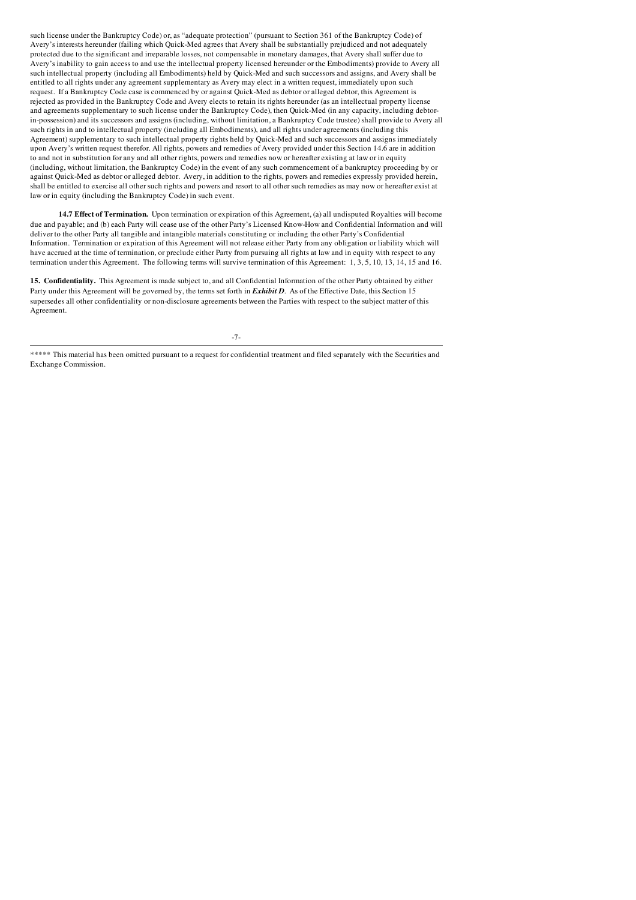such license under the Bankruptcy Code) or, as "adequate protection" (pursuant to Section 361 of the Bankruptcy Code) of Avery's interests hereunder (failing which Quick-Med agrees that Avery shall be substantially prejudiced and not adequately protected due to the significant and irreparable losses, not compensable in monetary damages, that Avery shall suffer due to Avery's inability to gain access to and use the intellectual property licensed hereunder or the Embodiments) provide to Avery all such intellectual property (including all Embodiments) held by Quick-Med and such successors and assigns, and Avery shall be entitled to all rights under any agreement supplementary as Avery may elect in a written request, immediately upon such request. If a Bankruptcy Code case is commenced by or against Quick-Med as debtor or alleged debtor, this Agreement is rejected as provided in the Bankruptcy Code and Avery elects to retain its rights hereunder (as an intellectual property license and agreements supplementary to such license under the Bankruptcy Code), then Quick-Med (in any capacity, including debtor-in-possession) and its successors and assigns (including, without limitation, a Bankruptcy Code trustee) shall provide to Avery all such rights in and to intellectual property (including all Embodiments), and all rights under agreements (including this Agreement) supplementary to such intellectual property rights held by Quick-Med and such successors and assigns immediately upon Avery's written request therefor. All rights, powers and remedies of Avery provided under this Section 14.6 are in addition to and not in substitution for any and all other rights, powers and remedies now or hereafter existing at law or in equity (including, without limitation, the Bankruptcy Code) in the event of any such commencement of a bankruptcy proceeding by or against Quick-Med as debtor or alleged debtor. Avery, in addition to the rights, powers and remedies expressly provided herein, shall be entitled to exercise all other such rights and powers and resort to all other such remedies as may now or hereafter exist at law or in equity (including the Bankruptcy Code) in such event.

**14.7 Effect of Termination.** Upon termination or expiration of this Agreement, (a) all undisputed Royalties will become due and payable; and (b) each Party will cease use of the other Party's Licensed Know-How and Confidential Information and will deliver to the other Party all tangible and intangible materials constituting or including the other Party's Confidential Information. Termination or expiration of this Agreement will not release either Party from any obligation or liability which will have accrued at the time of termination, or preclude either Party from pursuing all rights at law and in equity with respect to any termination under this Agreement. The following terms will survive termination of this Agreement: 1, 3, 5, 10, 13, 14, 15 and 16.

**15. Confidentiality.** This Agreement is made subject to, and all Confidential Information of the other Party obtained by either Party under this Agreement will be governed by, the terms set forth in ***Exhibit D***. As of the Effective Date, this Section 15 supersedes all other confidentiality or non-disclosure agreements between the Parties with respect to the subject matter of this Agreement.

***** This material has been omitted pursuant to a request for confidential treatment and filed separately with the Securities and Exchange Commission.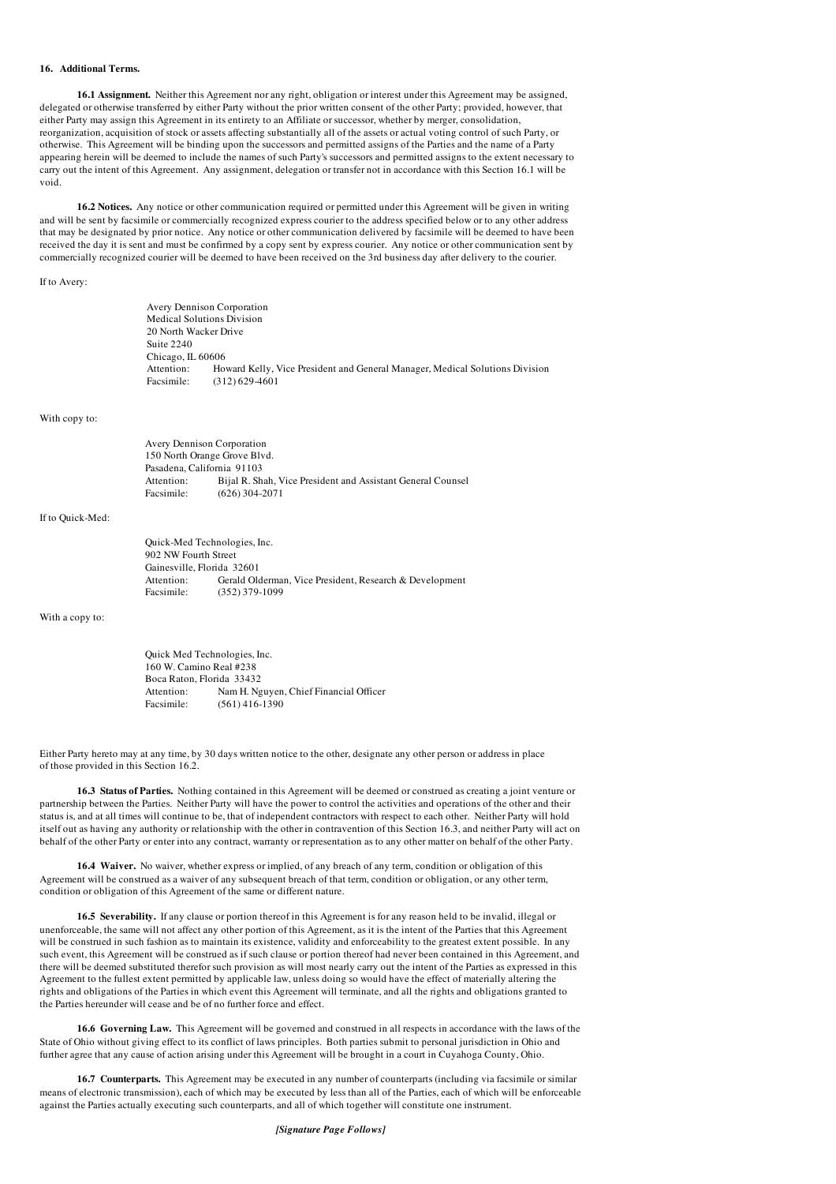**16. Additional Terms.**

**16.1 Assignment.** Neither this Agreement nor any right, obligation or interest under this Agreement may be assigned, delegated or otherwise transferred by either Party without the prior written consent of the other Party; provided, however, that either Party may assign this Agreement in its entirety to an Affiliate or successor, whether by merger, consolidation, reorganization, acquisition of stock or assets affecting substantially all of the assets or actual voting control of such Party, or otherwise. This Agreement will be binding upon the successors and permitted assigns of the Parties and the name of a Party appearing herein will be deemed to include the names of such Party's successors and permitted assigns to the extent necessary to carry out the intent of this Agreement. Any assignment, delegation or transfer not in accordance with this Section 16.1 will be void.

**16.2 Notices.** Any notice or other communication required or permitted under this Agreement will be given in writing and will be sent by facsimile or commercially recognized express courier to the address specified below or to any other address that may be designated by prior notice. Any notice or other communication delivered by facsimile will be deemed to have been received the day it is sent and must be confirmed by a copy sent by express courier. Any notice or other communication sent by commercially recognized courier will be deemed to have been received on the 3rd business day after delivery to the courier.

If to Avery:

Avery Dennison Corporation
Medical Solutions Division
20 North Wacker Drive
Suite 2240
Chicago, IL 60606
Attention: Howard Kelly, Vice President and General Manager, Medical Solutions Division
Facsimile: (312) 629-4601

With copy to:

Avery Dennison Corporation
150 North Orange Grove Blvd.
Pasadena, California 91103
Attention: Bijal R. Shah, Vice President and Assistant General Counsel
Facsimile: (626) 304-2071

If to Quick-Med:

Quick-Med Technologies, Inc.
902 NW Fourth Street
Gainesville, Florida 32601
Attention: Gerald Olderman, Vice President, Research & Development
Facsimile: (352) 379-1099

With a copy to:

Quick Med Technologies, Inc.
160 W. Camino Real #238
Boca Raton, Florida 33432
Attention: Nam H. Nguyen, Chief Financial Officer
Facsimile: (561) 416-1390

Either Party hereto may at any time, by 30 days written notice to the other, designate any other person or address in place of those provided in this Section 16.2.

**16.3 Status of Parties.** Nothing contained in this Agreement will be deemed or construed as creating a joint venture or partnership between the Parties. Neither Party will have the power to control the activities and operations of the other and their status is, and at all times will continue to be, that of independent contractors with respect to each other. Neither Party will hold itself out as having any authority or relationship with the other in contravention of this Section 16.3, and neither Party will act on behalf of the other Party or enter into any contract, warranty or representation as to any other matter on behalf of the other Party.

**16.4 Waiver.** No waiver, whether express or implied, of any breach of any term, condition or obligation of this Agreement will be construed as a waiver of any subsequent breach of that term, condition or obligation, or any other term, condition or obligation of this Agreement of the same or different nature.

**16.5 Severability.** If any clause or portion thereof in this Agreement is for any reason held to be invalid, illegal or unenforceable, the same will not affect any other portion of this Agreement, as it is the intent of the Parties that this Agreement will be construed in such fashion as to maintain its existence, validity and enforceability to the greatest extent possible. In any such event, this Agreement will be construed as if such clause or portion thereof had never been contained in this Agreement, and there will be deemed substituted therefor such provision as will most nearly carry out the intent of the Parties as expressed in this Agreement to the fullest extent permitted by applicable law, unless doing so would have the effect of materially altering the rights and obligations of the Parties in which event this Agreement will terminate, and all the rights and obligations granted to the Parties hereunder will cease and be of no further force and effect.

**16.6 Governing Law.** This Agreement will be governed and construed in all respects in accordance with the laws of the State of Ohio without giving effect to its conflict of laws principles. Both parties submit to personal jurisdiction in Ohio and further agree that any cause of action arising under this Agreement will be brought in a court in Cuyahoga County, Ohio.

**16.7 Counterparts.** This Agreement may be executed in any number of counterparts (including via facsimile or similar means of electronic transmission), each of which may be executed by less than all of the Parties, each of which will be enforceable against the Parties actually executing such counterparts, and all of which together will constitute one instrument.

***[Signature Page Follows]***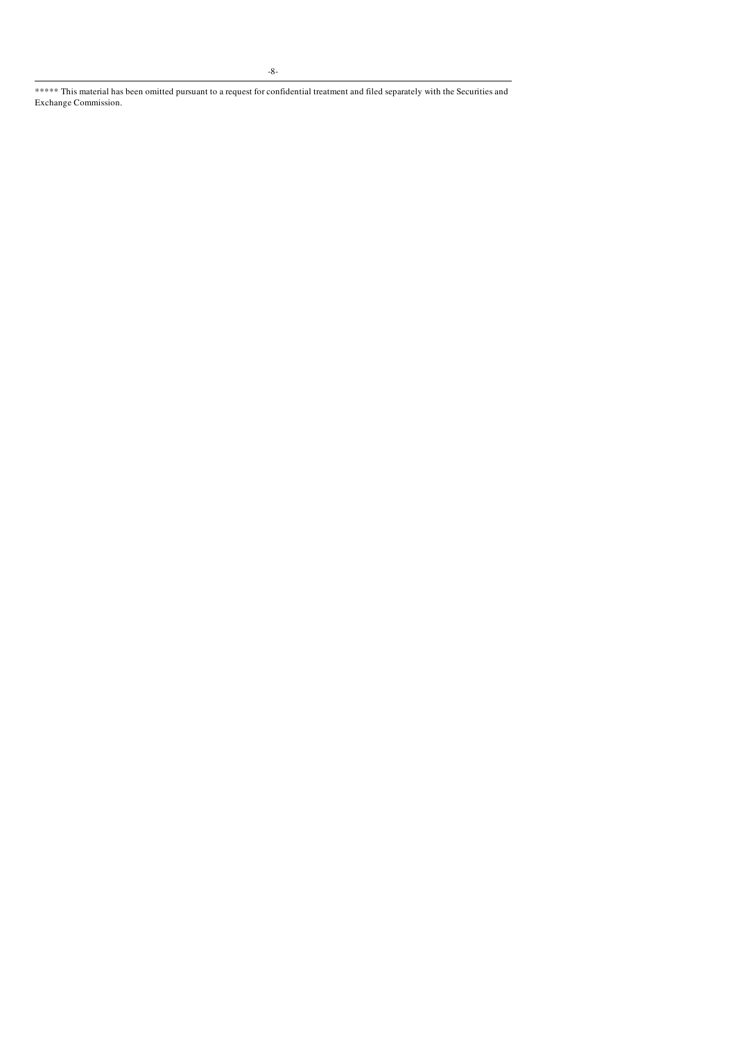***** This material has been omitted pursuant to a request for confidential treatment and filed separately with the Securities and Exchange Commission.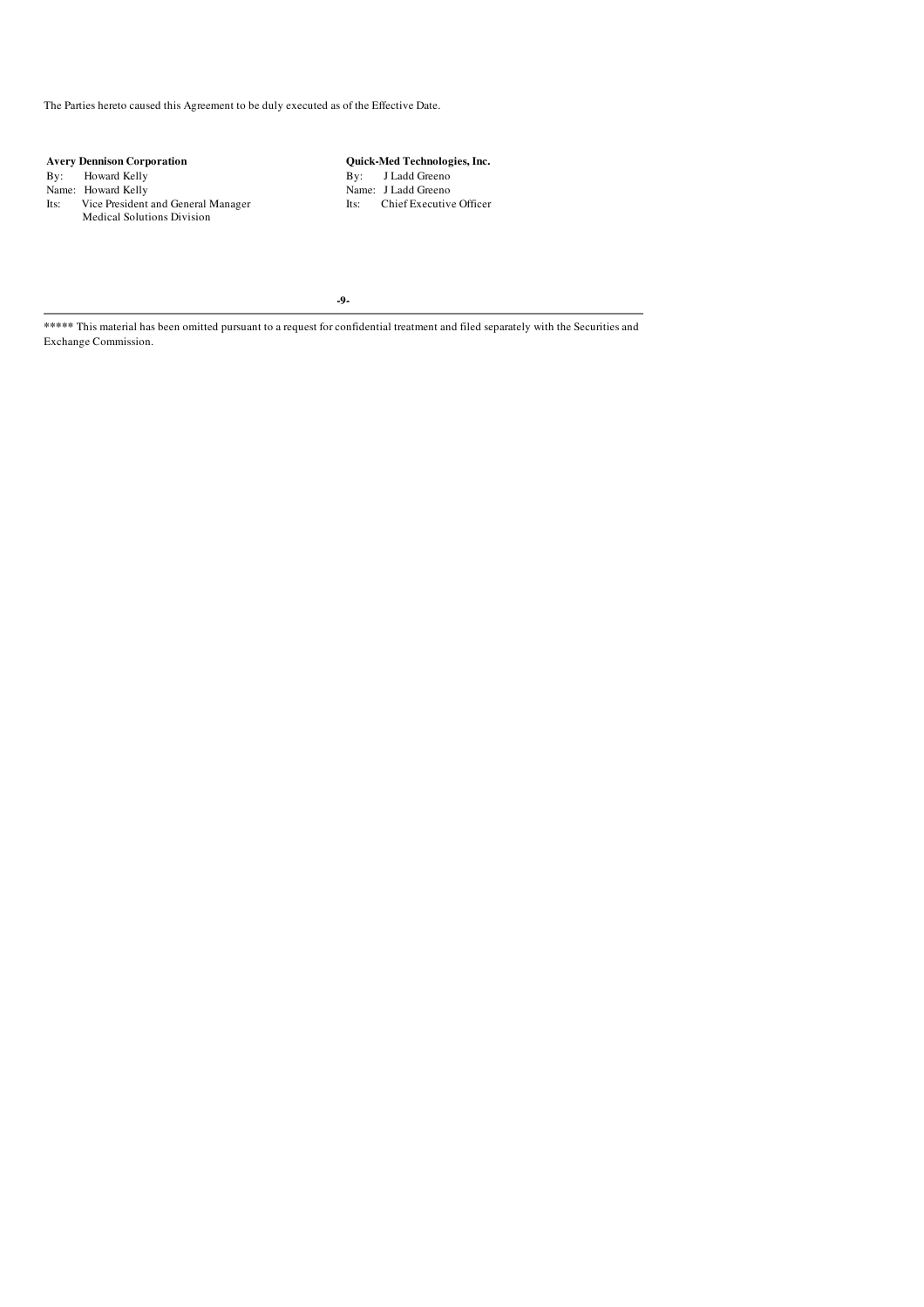The Parties hereto caused this Agreement to be duly executed as of the Effective Date.

| **Avery Dennison Corporation** | **Quick-Med Technologies, Inc.** |
|---|---|
| By: Howard Kelly | By: J Ladd Greeno |
| Name: Howard Kelly | Name: J Ladd Greeno |
| Its: Vice President and General Manager Medical Solutions Division | Its: Chief Executive Officer |

***** This material has been omitted pursuant to a request for confidential treatment and filed separately with the Securities and Exchange Commission.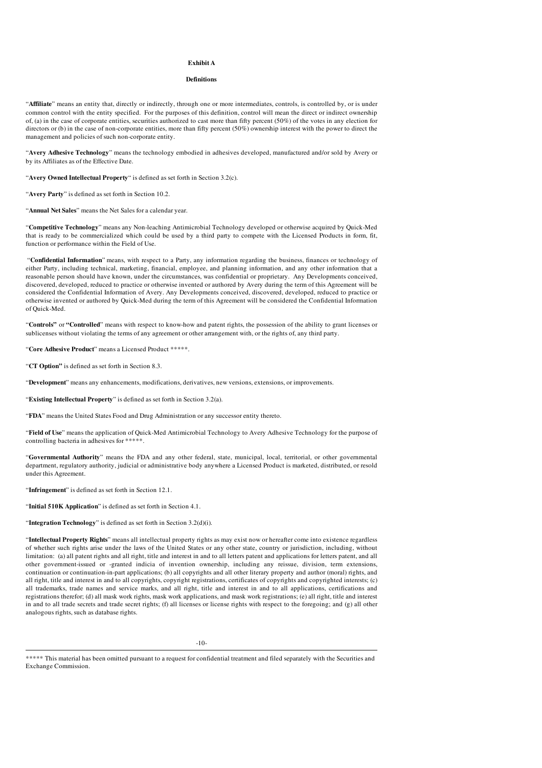**Exhibit A**

**Definitions**

"**Affiliate**" means an entity that, directly or indirectly, through one or more intermediates, controls, is controlled by, or is under common control with the entity specified. For the purposes of this definition, control will mean the direct or indirect ownership of, (a) in the case of corporate entities, securities authorized to cast more than fifty percent (50%) of the votes in any election for directors or (b) in the case of non-corporate entities, more than fifty percent (50%) ownership interest with the power to direct the management and policies of such non-corporate entity.

"**Avery Adhesive Technology**" means the technology embodied in adhesives developed, manufactured and/or sold by Avery or by its Affiliates as of the Effective Date.

"**Avery Owned Intellectual Property**" is defined as set forth in Section 3.2(c).

"**Avery Party**" is defined as set forth in Section 10.2.

"**Annual Net Sales**" means the Net Sales for a calendar year.

"**Competitive Technology**" means any Non-leaching Antimicrobial Technology developed or otherwise acquired by Quick-Med that is ready to be commercialized which could be used by a third party to compete with the Licensed Products in form, fit, function or performance within the Field of Use.

"**Confidential Information**" means, with respect to a Party, any information regarding the business, finances or technology of either Party, including technical, marketing, financial, employee, and planning information, and any other information that a reasonable person should have known, under the circumstances, was confidential or proprietary. Any Developments conceived, discovered, developed, reduced to practice or otherwise invented or authored by Avery during the term of this Agreement will be considered the Confidential Information of Avery. Any Developments conceived, discovered, developed, reduced to practice or otherwise invented or authored by Quick-Med during the term of this Agreement will be considered the Confidential Information of Quick-Med.

"**Controls**" or "**Controlled**" means with respect to know-how and patent rights, the possession of the ability to grant licenses or sublicenses without violating the terms of any agreement or other arrangement with, or the rights of, any third party.

"**Core Adhesive Product**" means a Licensed Product *****.

"**CT Option**" is defined as set forth in Section 8.3.

"**Development**" means any enhancements, modifications, derivatives, new versions, extensions, or improvements.

"**Existing Intellectual Property**" is defined as set forth in Section 3.2(a).

"**FDA**" means the United States Food and Drug Administration or any successor entity thereto.

"**Field of Use**" means the application of Quick-Med Antimicrobial Technology to Avery Adhesive Technology for the purpose of controlling bacteria in adhesives for *****.

"**Governmental Authority**" means the FDA and any other federal, state, municipal, local, territorial, or other governmental department, regulatory authority, judicial or administrative body anywhere a Licensed Product is marketed, distributed, or resold under this Agreement.

"**Infringement**" is defined as set forth in Section 12.1.

"**Initial 510K Application**" is defined as set forth in Section 4.1.

"**Integration Technology**" is defined as set forth in Section 3.2(d)(i).

"**Intellectual Property Rights**" means all intellectual property rights as may exist now or hereafter come into existence regardless of whether such rights arise under the laws of the United States or any other state, country or jurisdiction, including, without limitation: (a) all patent rights and all right, title and interest in and to all letters patent and applications for letters patent, and all other government-issued or -granted indicia of invention ownership, including any reissue, division, term extensions, continuation or continuation-in-part applications; (b) all copyrights and all other literary property and author (moral) rights, and all right, title and interest in and to all copyrights, copyright registrations, certificates of copyrights and copyrighted interests; (c) all trademarks, trade names and service marks, and all right, title and interest in and to all applications, certifications and registrations therefor; (d) all mask work rights, mask work applications, and mask work registrations; (e) all right, title and interest in and to all trade secrets and trade secret rights; (f) all licenses or license rights with respect to the foregoing; and (g) all other analogous rights, such as database rights.

***** This material has been omitted pursuant to a request for confidential treatment and filed separately with the Securities and Exchange Commission.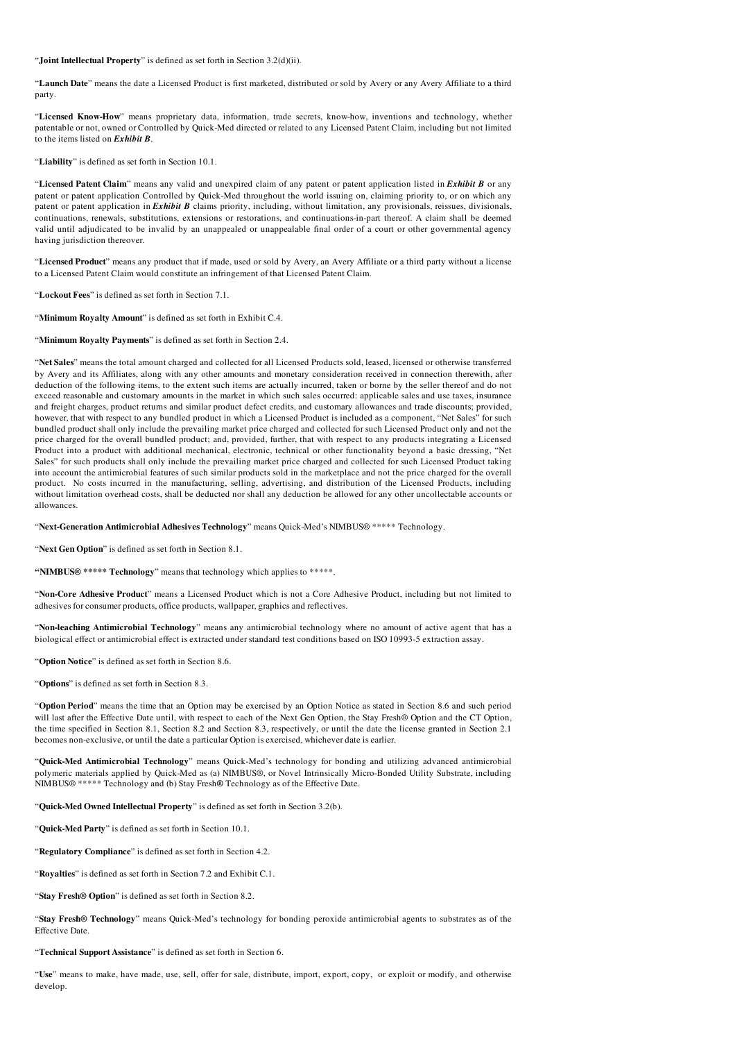"**Joint Intellectual Property**" is defined as set forth in Section 3.2(d)(ii).

"**Launch Date**" means the date a Licensed Product is first marketed, distributed or sold by Avery or any Avery Affiliate to a third party.

"**Licensed Know-How**" means proprietary data, information, trade secrets, know-how, inventions and technology, whether patentable or not, owned or Controlled by Quick-Med directed or related to any Licensed Patent Claim, including but not limited to the items listed on ***Exhibit B***.

"**Liability**" is defined as set forth in Section 10.1.

"**Licensed Patent Claim**" means any valid and unexpired claim of any patent or patent application listed in ***Exhibit B*** or any patent or patent application Controlled by Quick-Med throughout the world issuing on, claiming priority to, or on which any patent or patent application in ***Exhibit B*** claims priority, including, without limitation, any provisionals, reissues, divisionals, continuations, renewals, substitutions, extensions or restorations, and continuations-in-part thereof. A claim shall be deemed valid until adjudicated to be invalid by an unappealed or unappealable final order of a court or other governmental agency having jurisdiction thereover.

"**Licensed Product**" means any product that if made, used or sold by Avery, an Avery Affiliate or a third party without a license to a Licensed Patent Claim would constitute an infringement of that Licensed Patent Claim.

"**Lockout Fees**" is defined as set forth in Section 7.1.

"**Minimum Royalty Amount**" is defined as set forth in Exhibit C.4.

"**Minimum Royalty Payments**" is defined as set forth in Section 2.4.

"**Net Sales**" means the total amount charged and collected for all Licensed Products sold, leased, licensed or otherwise transferred by Avery and its Affiliates, along with any other amounts and monetary consideration received in connection therewith, after deduction of the following items, to the extent such items are actually incurred, taken or borne by the seller thereof and do not exceed reasonable and customary amounts in the market in which such sales occurred: applicable sales and use taxes, insurance and freight charges, product returns and similar product defect credits, and customary allowances and trade discounts; provided, however, that with respect to any bundled product in which a Licensed Product is included as a component, "Net Sales" for such bundled product shall only include the prevailing market price charged and collected for such Licensed Product only and not the price charged for the overall bundled product; and, provided, further, that with respect to any products integrating a Licensed Product into a product with additional mechanical, electronic, technical or other functionality beyond a basic dressing, "Net Sales" for such products shall only include the prevailing market price charged and collected for such Licensed Product taking into account the antimicrobial features of such similar products sold in the marketplace and not the price charged for the overall product. No costs incurred in the manufacturing, selling, advertising, and distribution of the Licensed Products, including without limitation overhead costs, shall be deducted nor shall any deduction be allowed for any other uncollectable accounts or allowances.

"**Next-Generation Antimicrobial Adhesives Technology**" means Quick-Med's NIMBUS® ***** Technology.

"**Next Gen Option**" is defined as set forth in Section 8.1.

**"NIMBUS® ***** Technology"** means that technology which applies to *****.

"**Non-Core Adhesive Product**" means a Licensed Product which is not a Core Adhesive Product, including but not limited to adhesives for consumer products, office products, wallpaper, graphics and reflectives.

"**Non-leaching Antimicrobial Technology**" means any antimicrobial technology where no amount of active agent that has a biological effect or antimicrobial effect is extracted under standard test conditions based on ISO 10993-5 extraction assay.

"**Option Notice**" is defined as set forth in Section 8.6.

"**Options**" is defined as set forth in Section 8.3.

"**Option Period**" means the time that an Option may be exercised by an Option Notice as stated in Section 8.6 and such period will last after the Effective Date until, with respect to each of the Next Gen Option, the Stay Fresh® Option and the CT Option, the time specified in Section 8.1, Section 8.2 and Section 8.3, respectively, or until the date the license granted in Section 2.1 becomes non-exclusive, or until the date a particular Option is exercised, whichever date is earlier.

"**Quick-Med Antimicrobial Technology**" means Quick-Med's technology for bonding and utilizing advanced antimicrobial polymeric materials applied by Quick-Med as (a) NIMBUS®, or Novel Intrinsically Micro-Bonded Utility Substrate, including NIMBUS® ***** Technology and (b) Stay Fresh® Technology as of the Effective Date.

"**Quick-Med Owned Intellectual Property**" is defined as set forth in Section 3.2(b).

"**Quick-Med Party**" is defined as set forth in Section 10.1.

"**Regulatory Compliance**" is defined as set forth in Section 4.2.

"**Royalties**" is defined as set forth in Section 7.2 and Exhibit C.1.

"**Stay Fresh® Option**" is defined as set forth in Section 8.2.

"**Stay Fresh® Technology**" means Quick-Med's technology for bonding peroxide antimicrobial agents to substrates as of the Effective Date.

"**Technical Support Assistance**" is defined as set forth in Section 6.

"**Use**" means to make, have made, use, sell, offer for sale, distribute, import, export, copy, or exploit or modify, and otherwise develop.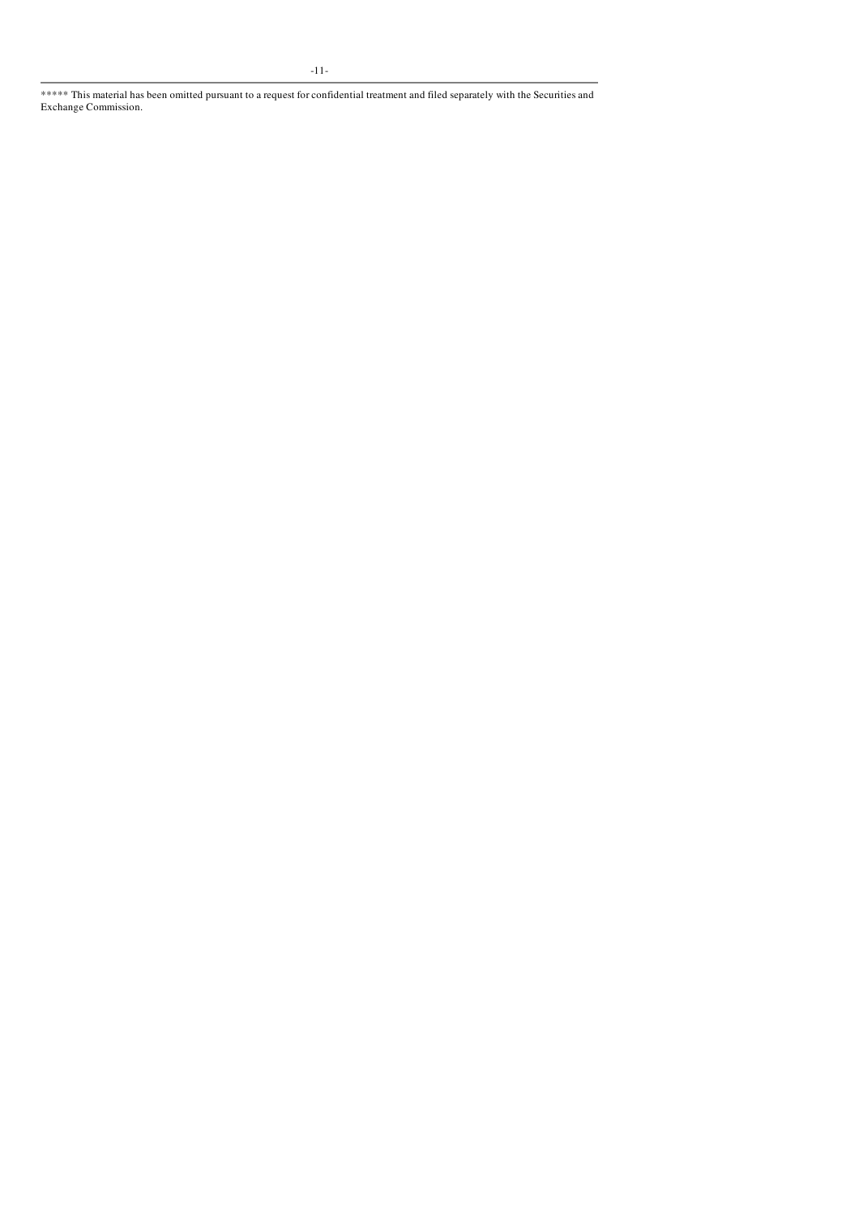***** This material has been omitted pursuant to a request for confidential treatment and filed separately with the Securities and Exchange Commission.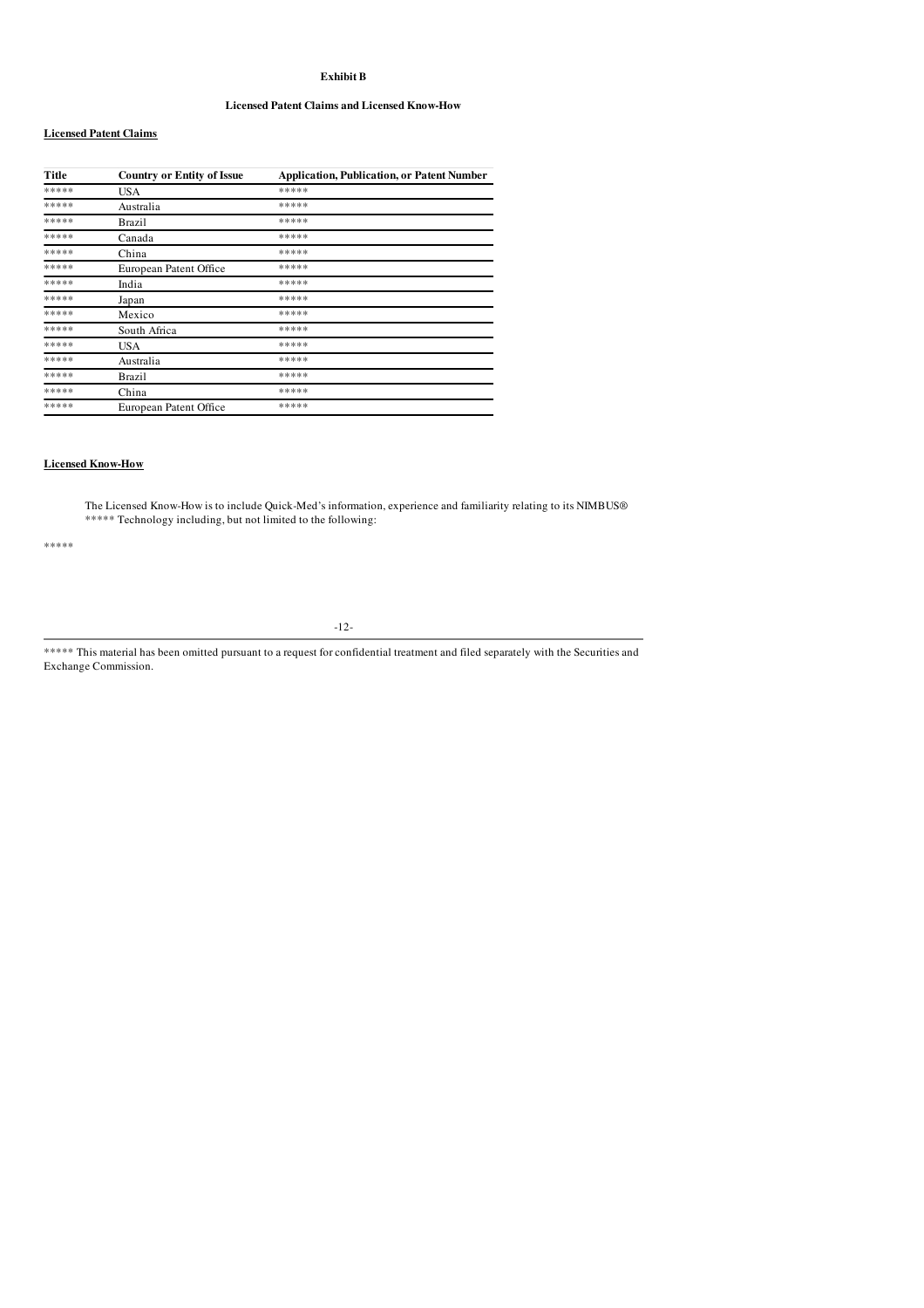**Exhibit B**

**Licensed Patent Claims and Licensed Know-How**

**Licensed Patent Claims**

| Title | Country or Entity of Issue | Application, Publication, or Patent Number |
| --- | --- | --- |
| ***** | USA | ***** |
| ***** | Australia | ***** |
| ***** | Brazil | ***** |
| ***** | Canada | ***** |
| ***** | China | ***** |
| ***** | European Patent Office | ***** |
| ***** | India | ***** |
| ***** | Japan | ***** |
| ***** | Mexico | ***** |
| ***** | South Africa | ***** |
| ***** | USA | ***** |
| ***** | Australia | ***** |
| ***** | Brazil | ***** |
| ***** | China | ***** |
| ***** | European Patent Office | ***** |

**Licensed Know-How**

The Licensed Know-How is to include Quick-Med's information, experience and familiarity relating to its NIMBUS® ***** Technology including, but not limited to the following:

*****

***** This material has been omitted pursuant to a request for confidential treatment and filed separately with the Securities and Exchange Commission.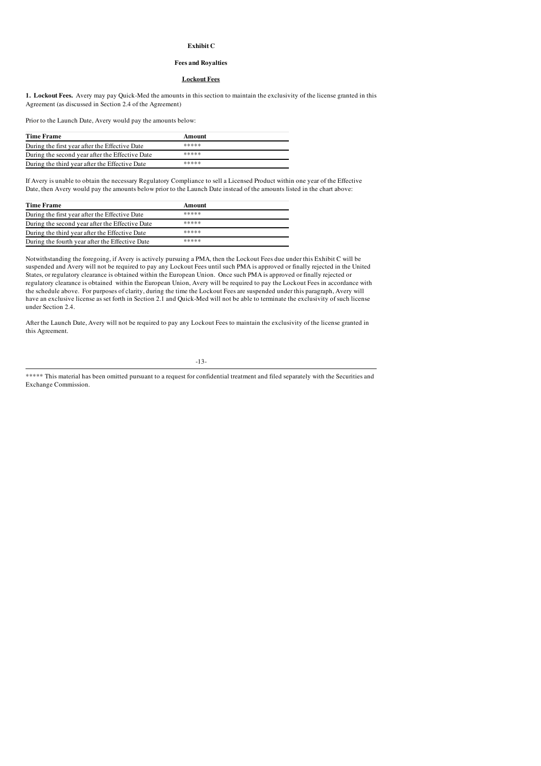**Exhibit C**

**Fees and Royalties**

**Lockout Fees**

**1. Lockout Fees.** Avery may pay Quick-Med the amounts in this section to maintain the exclusivity of the license granted in this Agreement (as discussed in Section 2.4 of the Agreement)

Prior to the Launch Date, Avery would pay the amounts below:

| Time Frame | Amount |
|---|---|
| During the first year after the Effective Date | ***** |
| During the second year after the Effective Date | ***** |
| During the third year after the Effective Date | ***** |

If Avery is unable to obtain the necessary Regulatory Compliance to sell a Licensed Product within one year of the Effective Date, then Avery would pay the amounts below prior to the Launch Date instead of the amounts listed in the chart above:

| Time Frame | Amount |
|---|---|
| During the first year after the Effective Date | ***** |
| During the second year after the Effective Date | ***** |
| During the third year after the Effective Date | ***** |
| During the fourth year after the Effective Date | ***** |

Notwithstanding the foregoing, if Avery is actively pursuing a PMA, then the Lockout Fees due under this Exhibit C will be suspended and Avery will not be required to pay any Lockout Fees until such PMA is approved or finally rejected in the United States, or regulatory clearance is obtained within the European Union. Once such PMA is approved or finally rejected or regulatory clearance is obtained within the European Union, Avery will be required to pay the Lockout Fees in accordance with the schedule above. For purposes of clarity, during the time the Lockout Fees are suspended under this paragraph, Avery will have an exclusive license as set forth in Section 2.1 and Quick-Med will not be able to terminate the exclusivity of such license under Section 2.4.

After the Launch Date, Avery will not be required to pay any Lockout Fees to maintain the exclusivity of the license granted in this Agreement.

***** This material has been omitted pursuant to a request for confidential treatment and filed separately with the Securities and Exchange Commission.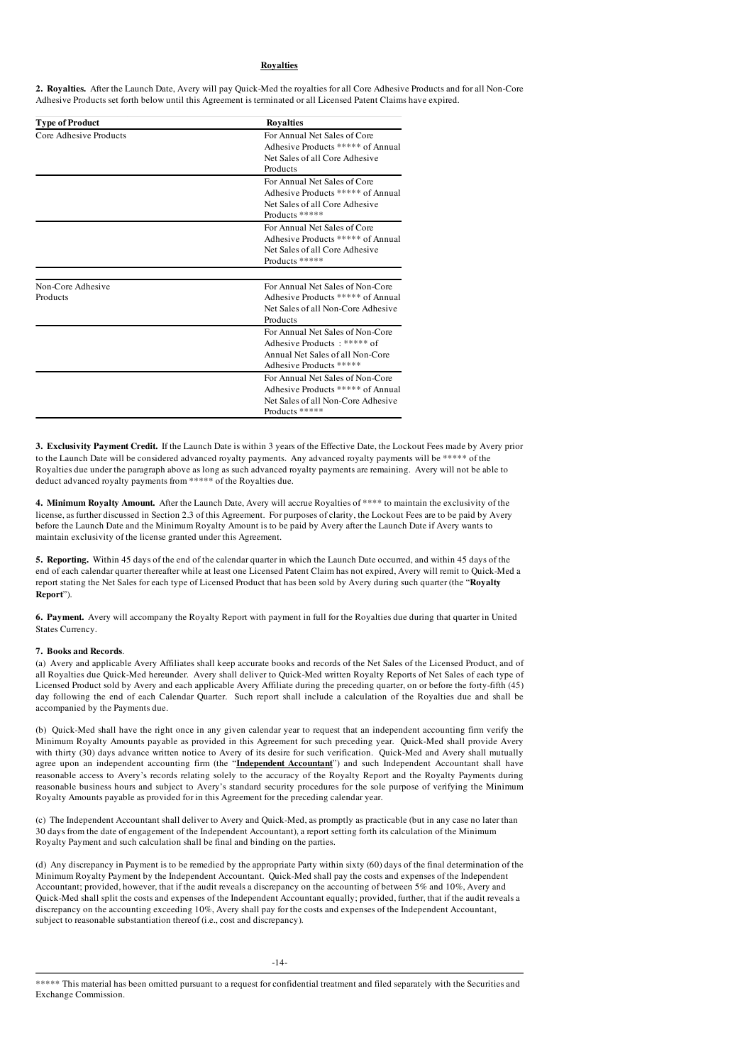**Royalties**

**2. Royalties.** After the Launch Date, Avery will pay Quick-Med the royalties for all Core Adhesive Products and for all Non-Core Adhesive Products set forth below until this Agreement is terminated or all Licensed Patent Claims have expired.

| Type of Product | Royalties |
| --- | --- |
| Core Adhesive Products | For Annual Net Sales of Core Adhesive Products ***** of Annual Net Sales of all Core Adhesive Products |
| | For Annual Net Sales of Core Adhesive Products ***** of Annual Net Sales of all Core Adhesive Products ***** |
| | For Annual Net Sales of Core Adhesive Products ***** of Annual Net Sales of all Core Adhesive Products ***** |
| Non-Core Adhesive Products | For Annual Net Sales of Non-Core Adhesive Products ***** of Annual Net Sales of all Non-Core Adhesive Products |
| | For Annual Net Sales of Non-Core Adhesive Products : ***** of Annual Net Sales of all Non-Core Adhesive Products ***** |
| | For Annual Net Sales of Non-Core Adhesive Products ***** of Annual Net Sales of all Non-Core Adhesive Products ***** |

**3. Exclusivity Payment Credit.** If the Launch Date is within 3 years of the Effective Date, the Lockout Fees made by Avery prior to the Launch Date will be considered advanced royalty payments. Any advanced royalty payments will be ***** of the Royalties due under the paragraph above as long as such advanced royalty payments are remaining. Avery will not be able to deduct advanced royalty payments from ***** of the Royalties due.

**4. Minimum Royalty Amount.** After the Launch Date, Avery will accrue Royalties of **** to maintain the exclusivity of the license, as further discussed in Section 2.3 of this Agreement. For purposes of clarity, the Lockout Fees are to be paid by Avery before the Launch Date and the Minimum Royalty Amount is to be paid by Avery after the Launch Date if Avery wants to maintain exclusivity of the license granted under this Agreement.

**5. Reporting.** Within 45 days of the end of the calendar quarter in which the Launch Date occurred, and within 45 days of the end of each calendar quarter thereafter while at least one Licensed Patent Claim has not expired, Avery will remit to Quick-Med a report stating the Net Sales for each type of Licensed Product that has been sold by Avery during such quarter (the "**Royalty Report**").

**6. Payment.** Avery will accompany the Royalty Report with payment in full for the Royalties due during that quarter in United States Currency.

**7. Books and Records**.

(a) Avery and applicable Avery Affiliates shall keep accurate books and records of the Net Sales of the Licensed Product, and of all Royalties due Quick-Med hereunder. Avery shall deliver to Quick-Med written Royalty Reports of Net Sales of each type of Licensed Product sold by Avery and each applicable Avery Affiliate during the preceding quarter, on or before the forty-fifth (45) day following the end of each Calendar Quarter. Such report shall include a calculation of the Royalties due and shall be accompanied by the Payments due.

(b) Quick-Med shall have the right once in any given calendar year to request that an independent accounting firm verify the Minimum Royalty Amounts payable as provided in this Agreement for such preceding year. Quick-Med shall provide Avery with thirty (30) days advance written notice to Avery of its desire for such verification. Quick-Med and Avery shall mutually agree upon an independent accounting firm (the "**Independent Accountant**") and such Independent Accountant shall have reasonable access to Avery's records relating solely to the accuracy of the Royalty Report and the Royalty Payments during reasonable business hours and subject to Avery's standard security procedures for the sole purpose of verifying the Minimum Royalty Amounts payable as provided for in this Agreement for the preceding calendar year.

(c) The Independent Accountant shall deliver to Avery and Quick-Med, as promptly as practicable (but in any case no later than 30 days from the date of engagement of the Independent Accountant), a report setting forth its calculation of the Minimum Royalty Payment and such calculation shall be final and binding on the parties.

(d) Any discrepancy in Payment is to be remedied by the appropriate Party within sixty (60) days of the final determination of the Minimum Royalty Payment by the Independent Accountant. Quick-Med shall pay the costs and expenses of the Independent Accountant; provided, however, that if the audit reveals a discrepancy on the accounting of between 5% and 10%, Avery and Quick-Med shall split the costs and expenses of the Independent Accountant equally; provided, further, that if the audit reveals a discrepancy on the accounting exceeding 10%, Avery shall pay for the costs and expenses of the Independent Accountant, subject to reasonable substantiation thereof (i.e., cost and discrepancy).

***** This material has been omitted pursuant to a request for confidential treatment and filed separately with the Securities and Exchange Commission.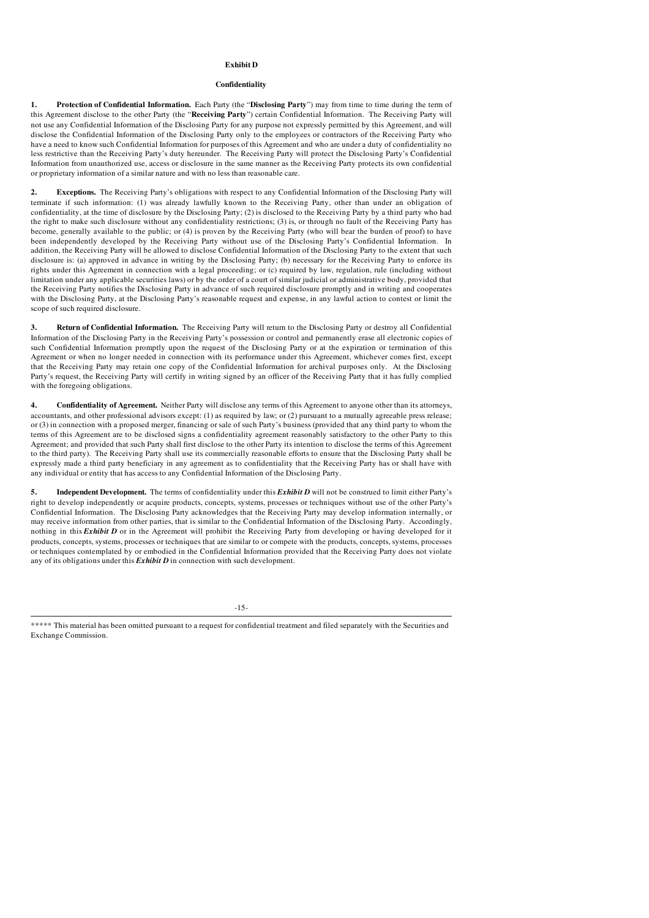**Exhibit D**

**Confidentiality**

**1. Protection of Confidential Information.** Each Party (the "**Disclosing Party**") may from time to time during the term of this Agreement disclose to the other Party (the "**Receiving Party**") certain Confidential Information. The Receiving Party will not use any Confidential Information of the Disclosing Party for any purpose not expressly permitted by this Agreement, and will disclose the Confidential Information of the Disclosing Party only to the employees or contractors of the Receiving Party who have a need to know such Confidential Information for purposes of this Agreement and who are under a duty of confidentiality no less restrictive than the Receiving Party's duty hereunder. The Receiving Party will protect the Disclosing Party's Confidential Information from unauthorized use, access or disclosure in the same manner as the Receiving Party protects its own confidential or proprietary information of a similar nature and with no less than reasonable care.

**2. Exceptions.** The Receiving Party's obligations with respect to any Confidential Information of the Disclosing Party will terminate if such information: (1) was already lawfully known to the Receiving Party, other than under an obligation of confidentiality, at the time of disclosure by the Disclosing Party; (2) is disclosed to the Receiving Party by a third party who had the right to make such disclosure without any confidentiality restrictions; (3) is, or through no fault of the Receiving Party has become, generally available to the public; or (4) is proven by the Receiving Party (who will bear the burden of proof) to have been independently developed by the Receiving Party without use of the Disclosing Party's Confidential Information. In addition, the Receiving Party will be allowed to disclose Confidential Information of the Disclosing Party to the extent that such disclosure is: (a) approved in advance in writing by the Disclosing Party; (b) necessary for the Receiving Party to enforce its rights under this Agreement in connection with a legal proceeding; or (c) required by law, regulation, rule (including without limitation under any applicable securities laws) or by the order of a court of similar judicial or administrative body, provided that the Receiving Party notifies the Disclosing Party in advance of such required disclosure promptly and in writing and cooperates with the Disclosing Party, at the Disclosing Party's reasonable request and expense, in any lawful action to contest or limit the scope of such required disclosure.

**3. Return of Confidential Information.** The Receiving Party will return to the Disclosing Party or destroy all Confidential Information of the Disclosing Party in the Receiving Party's possession or control and permanently erase all electronic copies of such Confidential Information promptly upon the request of the Disclosing Party or at the expiration or termination of this Agreement or when no longer needed in connection with its performance under this Agreement, whichever comes first, except that the Receiving Party may retain one copy of the Confidential Information for archival purposes only. At the Disclosing Party's request, the Receiving Party will certify in writing signed by an officer of the Receiving Party that it has fully complied with the foregoing obligations.

**4. Confidentiality of Agreement.** Neither Party will disclose any terms of this Agreement to anyone other than its attorneys, accountants, and other professional advisors except: (1) as required by law; or (2) pursuant to a mutually agreeable press release; or (3) in connection with a proposed merger, financing or sale of such Party's business (provided that any third party to whom the terms of this Agreement are to be disclosed signs a confidentiality agreement reasonably satisfactory to the other Party to this Agreement; and provided that such Party shall first disclose to the other Party its intention to disclose the terms of this Agreement to the third party). The Receiving Party shall use its commercially reasonable efforts to ensure that the Disclosing Party shall be expressly made a third party beneficiary in any agreement as to confidentiality that the Receiving Party has or shall have with any individual or entity that has access to any Confidential Information of the Disclosing Party.

**5. Independent Development.** The terms of confidentiality under this ***Exhibit D*** will not be construed to limit either Party's right to develop independently or acquire products, concepts, systems, processes or techniques without use of the other Party's Confidential Information. The Disclosing Party acknowledges that the Receiving Party may develop information internally, or may receive information from other parties, that is similar to the Confidential Information of the Disclosing Party. Accordingly, nothing in this ***Exhibit D*** or in the Agreement will prohibit the Receiving Party from developing or having developed for it products, concepts, systems, processes or techniques that are similar to or compete with the products, concepts, systems, processes or techniques contemplated by or embodied in the Confidential Information provided that the Receiving Party does not violate any of its obligations under this ***Exhibit D*** in connection with such development.

***** This material has been omitted pursuant to a request for confidential treatment and filed separately with the Securities and Exchange Commission.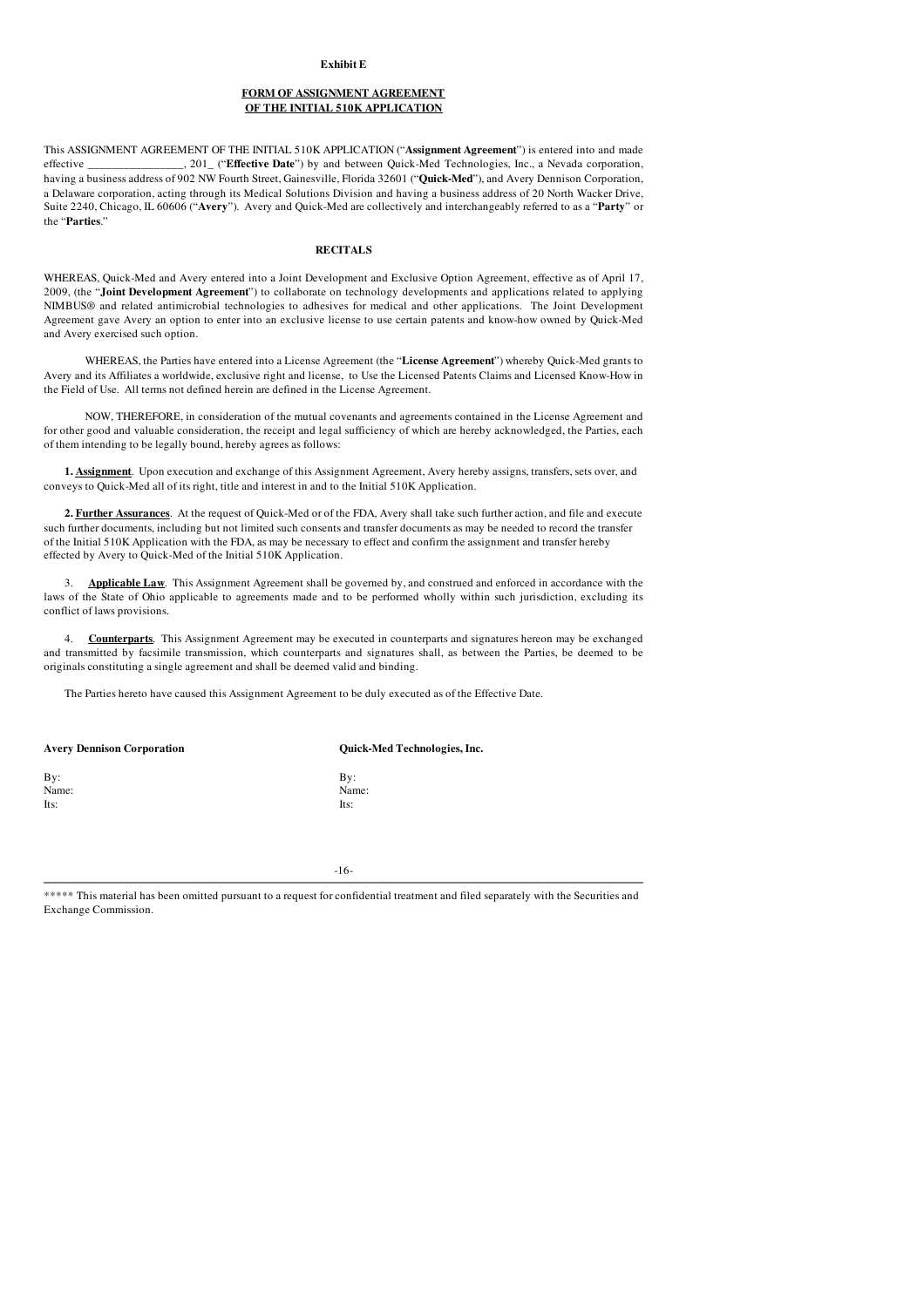**Exhibit E**

**FORM OF ASSIGNMENT AGREEMENT**
**OF THE INITIAL 510K APPLICATION**

This ASSIGNMENT AGREEMENT OF THE INITIAL 510K APPLICATION ("**Assignment Agreement**") is entered into and made effective ________________, 201_ ("**Effective Date**") by and between Quick-Med Technologies, Inc., a Nevada corporation, having a business address of 902 NW Fourth Street, Gainesville, Florida 32601 ("**Quick-Med**"), and Avery Dennison Corporation, a Delaware corporation, acting through its Medical Solutions Division and having a business address of 20 North Wacker Drive, Suite 2240, Chicago, IL 60606 ("**Avery**"). Avery and Quick-Med are collectively and interchangeably referred to as a "**Party**" or the "**Parties**."

**RECITALS**

WHEREAS, Quick-Med and Avery entered into a Joint Development and Exclusive Option Agreement, effective as of April 17, 2009, (the "**Joint Development Agreement**") to collaborate on technology developments and applications related to applying NIMBUS® and related antimicrobial technologies to adhesives for medical and other applications. The Joint Development Agreement gave Avery an option to enter into an exclusive license to use certain patents and know-how owned by Quick-Med and Avery exercised such option.

WHEREAS, the Parties have entered into a License Agreement (the "**License Agreement**") whereby Quick-Med grants to Avery and its Affiliates a worldwide, exclusive right and license, to Use the Licensed Patents Claims and Licensed Know-How in the Field of Use. All terms not defined herein are defined in the License Agreement.

NOW, THEREFORE, in consideration of the mutual covenants and agreements contained in the License Agreement and for other good and valuable consideration, the receipt and legal sufficiency of which are hereby acknowledged, the Parties, each of them intending to be legally bound, hereby agrees as follows:

**1. Assignment**. Upon execution and exchange of this Assignment Agreement, Avery hereby assigns, transfers, sets over, and conveys to Quick-Med all of its right, title and interest in and to the Initial 510K Application.

**2. Further Assurances**. At the request of Quick-Med or of the FDA, Avery shall take such further action, and file and execute such further documents, including but not limited such consents and transfer documents as may be needed to record the transfer of the Initial 510K Application with the FDA, as may be necessary to effect and confirm the assignment and transfer hereby effected by Avery to Quick-Med of the Initial 510K Application.

3. **Applicable Law**. This Assignment Agreement shall be governed by, and construed and enforced in accordance with the laws of the State of Ohio applicable to agreements made and to be performed wholly within such jurisdiction, excluding its conflict of laws provisions.

4. **Counterparts**. This Assignment Agreement may be executed in counterparts and signatures hereon may be exchanged and transmitted by facsimile transmission, which counterparts and signatures shall, as between the Parties, be deemed to be originals constituting a single agreement and shall be deemed valid and binding.

The Parties hereto have caused this Assignment Agreement to be duly executed as of the Effective Date.

| **Avery Dennison Corporation** | **Quick-Med Technologies, Inc.** |
|---|---|
| By: | By: |
| Name: | Name: |
| Its: | Its: |

***** This material has been omitted pursuant to a request for confidential treatment and filed separately with the Securities and Exchange Commission.